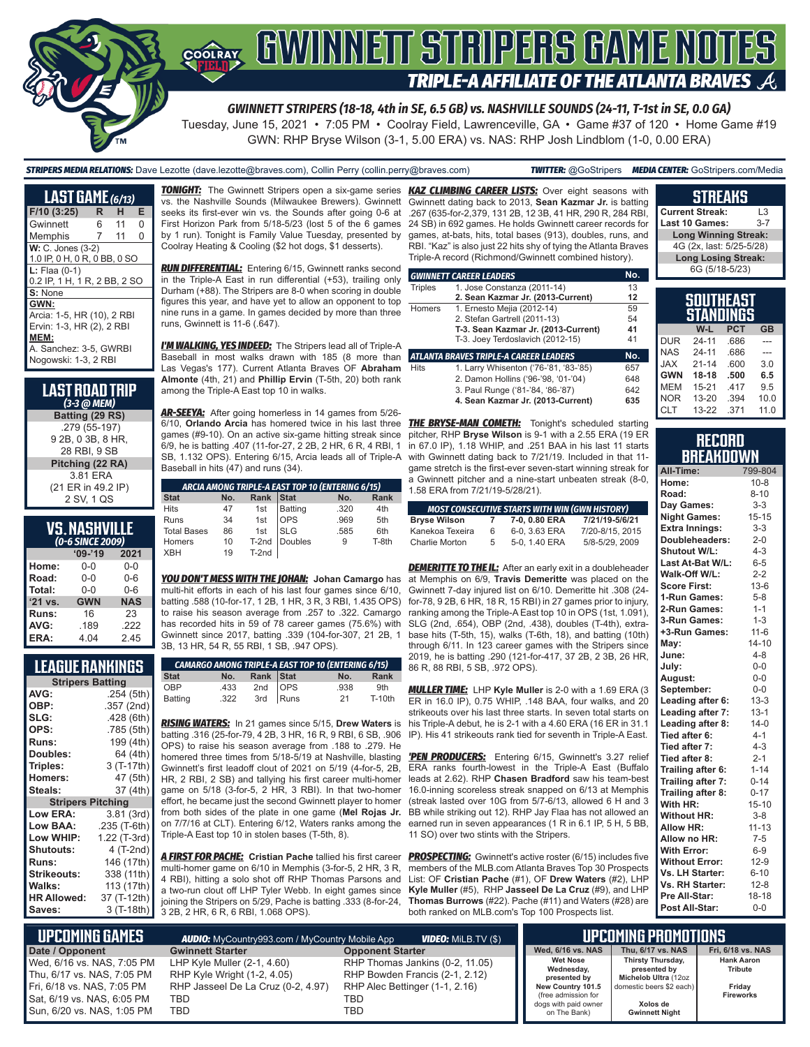# GWINNETT STRIPERS GAME NOTES

## TRIPLE-A AFFILIATE OF THE ATLANTA BRAVES

**GWINNETT STRIPERS (18-18, 4th in SE, 6.5 GB) vs. NASHVILLE SOUNDS (24-11, T-1st in SE, 0.0 GA)**

Tuesday, June 15, 2021 • 7:05 PM • Coolray Field, Lawrenceville, GA • Game #37 of 120 • Home Game #19

GWN: RHP Bryse Wilson (3-1, 5.00 ERA) vs. NAS: RHP Josh Lindblom (1-0, 0.00 ERA)

***STRIPERS MEDIA RELATIONS:*** Dave Lezotte (dave.lezotte@braves.com), Collin Perry (collin.perry@braves.com) ***TWITTER:*** @GoStripers ***MEDIA CENTER:*** GoStripers.com/Media

## LAST GAME (6/13)

| F/10 (3:25) | R | H | E |
|---|---|---|---|
| Gwinnett | 6 | 11 | 0 |
| Memphis | 7 | 11 | 0 |

**W:** C. Jones (3-2)
1.0 IP, 0 H, 0 R, 0 BB, 0 SO

**L:** Flaa (0-1)
0.2 IP, 1 H, 1 R, 2 BB, 2 SO

**S:** None

**GWN:**
Arcia: 1-5, HR (10), 2 RBI
Ervin: 1-3, HR (2), 2 RBI

**MEM:**
A. Sanchez: 3-5, GWRBI
Nogowski: 1-3, 2 RBI

## LAST ROAD TRIP
**(3-3 @ MEM)**

**Batting (29 RS)**
.279 (55-197)
9 2B, 0 3B, 8 HR,
28 RBI, 9 SB

**Pitching (22 RA)**
3.81 ERA
(21 ER in 49.2 IP)
2 SV, 1 QS

## VS. NASHVILLE
**(0-6 SINCE 2009)**

| | '09-'19 | 2021 |
|---|---|---|
| **Home:** | 0-0 | 0-0 |
| **Road:** | 0-0 | 0-6 |
| **Total:** | 0-0 | 0-6 |
| **'21 vs.** | **GWN** | **NAS** |
| **Runs:** | 16 | 23 |
| **AVG:** | .189 | .222 |
| **ERA:** | 4.04 | 2.45 |

## LEAGUE RANKINGS

| Stripers Batting | |
|---|---|
| **AVG:** | .254 (5th) |
| **OBP:** | .357 (2nd) |
| **SLG:** | .428 (6th) |
| **OPS:** | .785 (5th) |
| **Runs:** | 199 (4th) |
| **Doubles:** | 64 (4th) |
| **Triples:** | 3 (T-17th) |
| **Homers:** | 47 (5th) |
| **Steals:** | 37 (4th) |
| **Stripers Pitching** | |
| **Low ERA:** | 3.81 (3rd) |
| **Low BAA:** | .235 (T-6th) |
| **Low WHIP:** | 1.22 (T-3rd) |
| **Shutouts:** | 4 (T-2nd) |
| **Runs:** | 146 (17th) |
| **Strikeouts:** | 338 (11th) |
| **Walks:** | 113 (17th) |
| **HR Allowed:** | 37 (T-12th) |
| **Saves:** | 3 (T-18th) |

***TONIGHT:*** The Gwinnett Stripers open a six-game series vs. the Nashville Sounds (Milwaukee Brewers). Gwinnett seeks its first-ever win vs. the Sounds after going 0-6 at First Horizon Park from 5/18-5/23 (lost 5 of the 6 games by 1 run). Tonight is Family Value Tuesday, presented by Coolray Heating & Cooling ($2 hot dogs, $1 desserts).

***RUN DIFFERENTIAL:*** Entering 6/15, Gwinnett ranks second in the Triple-A East in run differential (+53), trailing only Durham (+88). The Stripers are 8-0 when scoring in double figures this year, and have yet to allow an opponent to top nine runs in a game. In games decided by more than three runs, Gwinnett is 11-6 (.647).

***I'M WALKING, YES INDEED:*** The Stripers lead all of Triple-A Baseball in most walks drawn with 185 (8 more than Las Vegas's 177). Current Atlanta Braves OF **Abraham Almonte** (4th, 21) and **Phillip Ervin** (T-5th, 20) both rank among the Triple-A East top 10 in walks.

***AR-SEEYA:*** After going homerless in 14 games from 5/26-6/10, **Orlando Arcia** has homered twice in his last three games (#9-10). On an active six-game hitting streak since 6/9, he is batting .407 (11-for-27, 2 2B, 2 HR, 6 R, 4 RBI, 1 SB, 1.132 OPS). Entering 6/15, Arcia leads all of Triple-A Baseball in hits (47) and runs (34).

| ARCIA AMONG TRIPLE-A EAST TOP 10 (ENTERING 6/15) | | | | | |
|---|---|---|---|---|---|
| **Stat** | **No.** | **Rank** | **Stat** | **No.** | **Rank** |
| Hits | 47 | 1st | Batting | .320 | 4th |
| Runs | 34 | 1st | OPS | .969 | 5th |
| Total Bases | 86 | 1st | SLG | .585 | 6th |
| Homers | 10 | T-2nd | Doubles | 9 | T-8th |
| XBH | 19 | T-2nd | | | |

***YOU DON'T MESS WITH THE JOHAN:*** **Johan Camargo** has multi-hit efforts in each of his last four games since 6/10, batting .588 (10-for-17, 1 2B, 1 HR, 3 R, 3 RBI, 1.435 OPS) to raise his season average from .257 to .322. Camargo has recorded hits in 59 of 78 career games (75.6%) with Gwinnett since 2017, batting .339 (104-for-307, 21 2B, 1 3B, 13 HR, 54 R, 55 RBI, 1 SB, .947 OPS).

| CAMARGO AMONG TRIPLE-A EAST TOP 10 (ENTERING 6/15) | | | | | |
|---|---|---|---|---|---|
| **Stat** | **No.** | **Rank** | **Stat** | **No.** | **Rank** |
| OBP | .433 | 2nd | OPS | .938 | 9th |
| Batting | .322 | 3rd | Runs | 21 | T-10th |

***RISING WATERS:*** In 21 games since 5/15, **Drew Waters** is batting .316 (25-for-79, 4 2B, 3 HR, 16 R, 9 RBI, 6 SB, .906 OPS) to raise his season average from .188 to .279. He homered three times from 5/18-5/19 at Nashville, blasting Gwinnett's first leadoff clout of 2021 on 5/19 (4-for-5, 2B, HR, 2 RBI, 2 SB) and tallying his first career multi-homer game on 5/18 (3-for-5, 2 HR, 3 RBI). In that two-homer effort, he became just the second Gwinnett player to homer from both sides of the plate in one game (**Mel Rojas Jr.** on 7/7/16 at CLT). Entering 6/12, Waters ranks among the Triple-A East top 10 in stolen bases (T-5th, 8).

***A FIRST FOR PACHE:*** **Cristian Pache** tallied his first career multi-homer game on 6/10 in Memphis (3-for-5, 3 R, 4 RBI), hitting a solo shot off RHP Thomas Parsons and a two-run clout off LHP Tyler Webb. In eight games since joining the Stripers on 5/29, Pache is batting .333 (8-for-24, 3 2B, 2 HR, 6 R, 6 RBI, 1.068 OPS).

***KAZ CLIMBING CAREER LISTS:*** Over eight seasons with Gwinnett dating back to 2013, **Sean Kazmar Jr.** is batting .267 (635-for-2,379, 131 2B, 12 3B, 41 HR, 290 R, 284 RBI, 24 SB) in 692 games. He holds Gwinnett career records for games, at-bats, hits, total bases (913), doubles, runs, and RBI. "Kaz" is also just 22 hits shy of tying the Atlanta Braves Triple-A record (Richmond/Gwinnett combined history).

| GWINNETT CAREER LEADERS | | No. |
|---|---|---|
| Triples | 1. Jose Constanza (2011-14) | 13 |
| | **2. Sean Kazmar Jr. (2013-Current)** | **12** |
| Homers | 1. Ernesto Mejia (2012-14) | 59 |
| | 2. Stefan Gartrell (2011-13) | 54 |
| | **T-3. Sean Kazmar Jr. (2013-Current)** | **41** |
| | T-3. Joey Terdoslavich (2012-15) | 41 |
| **ATLANTA BRAVES TRIPLE-A CAREER LEADERS** | | **No.** |
| Hits | 1. Larry Whisenton ('76-'81, '83-'85) | 657 |
| | 2. Damon Hollins ('96-'98, '01-'04) | 648 |
| | 3. Paul Runge ('81-'84, '86-'87) | 642 |
| | **4. Sean Kazmar Jr. (2013-Current)** | **635** |

***THE BRYSE-MAN COMETH:*** Tonight's scheduled starting pitcher, RHP **Bryse Wilson** is 9-1 with a 2.55 ERA (19 ER in 67.0 IP), 1.18 WHIP, and .251 BAA in his last 11 starts with Gwinnett dating back to 7/21/19. Included in that 11-game stretch is the first-ever seven-start winning streak for a Gwinnett pitcher and a nine-start unbeaten streak (8-0, 1.58 ERA from 7/21/19-5/28/21).

| MOST CONSECUTIVE STARTS WITH WIN (GWN HISTORY) | | | |
|---|---|---|---|
| **Bryse Wilson** | **7** | **7-0, 0.80 ERA** | **7/21/19-5/6/21** |
| Kanekoa Texeira | 6 | 6-0, 3.63 ERA | 7/20-8/15, 2015 |
| Charlie Morton | 5 | 5-0, 1.40 ERA | 5/8-5/29, 2009 |

***DEMERITTE TO THE IL:*** After an early exit in a doubleheader at Memphis on 6/9, **Travis Demeritte** was placed on the Gwinnett 7-day injured list on 6/10. Demeritte hit .308 (24-for-78, 9 2B, 6 HR, 18 R, 15 RBI) in 27 games prior to injury, ranking among the Triple-A East top 10 in OPS (1st, 1.091), SLG (2nd, .654), OBP (2nd, .438), doubles (T-4th), extra-base hits (T-5th, 15), walks (T-6th, 18), and batting (10th) through 6/11. In 123 career games with the Stripers since 2019, he is batting .290 (121-for-417, 37 2B, 2 3B, 26 HR, 86 R, 88 RBI, 5 SB, .972 OPS).

***MULLER TIME:*** LHP **Kyle Muller** is 2-0 with a 1.69 ERA (3 ER in 16.0 IP), 0.75 WHIP, .148 BAA, four walks, and 20 strikeouts over his last three starts. In seven total starts on his Triple-A debut, he is 2-1 with a 4.60 ERA (16 ER in 31.1 IP). His 41 strikeouts rank tied for seventh in Triple-A East.

***'PEN PRODUCERS:*** Entering 6/15, Gwinnett's 3.27 relief ERA ranks fourth-lowest in the Triple-A East (Buffalo leads at 2.62). RHP **Chad Bradford** saw his team-best 16.0-inning scoreless streak snapped on 6/13 at Memphis (streak lasted over 10G from 5/7-6/13, allowed 6 H and 3 BB while striking out 12). RHP Jay Flaa has not allowed an earned run in seven appearances (1 R in 6.1 IP, 5 H, 5 BB, 11 SO) over two stints with the Stripers.

***PROSPECTING:*** Gwinnett's active roster (6/15) includes five members of the MLB.com Atlanta Braves Top 30 Prospects List: OF **Cristian Pache** (#1), OF **Drew Waters** (#2), LHP **Kyle Muller** (#5), RHP **Jasseel De La Cruz** (#9), and LHP **Thomas Burrows** (#22). Pache (#11) and Waters (#28) are both ranked on MLB.com's Top 100 Prospects list.

## STREAKS

| | |
|---|---|
| **Current Streak:** | L3 |
| **Last 10 Games:** | 3-7 |
| **Long Winning Streak:** | |
| 4G (2x, last: 5/25-5/28) | |
| **Long Losing Streak:** | |
| 6G (5/18-5/23) | |

## SOUTHEAST STANDINGS

| | W-L | PCT | GB |
|---|---|---|---|
| DUR | 24-11 | .686 | --- |
| NAS | 24-11 | .686 | --- |
| JAX | 21-14 | .600 | 3.0 |
| **GWN** | **18-18** | **.500** | **6.5** |
| MEM | 15-21 | .417 | 9.5 |
| NOR | 13-20 | .394 | 10.0 |
| CLT | 13-22 | .371 | 11.0 |

## RECORD BREAKDOWN

| | |
|---|---|
| **All-Time:** | 799-804 |
| **Home:** | 10-8 |
| **Road:** | 8-10 |
| **Day Games:** | 3-3 |
| **Night Games:** | 15-15 |
| **Extra Innings:** | 3-3 |
| **Doubleheaders:** | 2-0 |
| **Shutout W/L:** | 4-3 |
| **Last At-Bat W/L:** | 6-5 |
| **Walk-Off W/L:** | 2-2 |
| **Score First:** | 13-6 |
| **1-Run Games:** | 5-8 |
| **2-Run Games:** | 1-1 |
| **3-Run Games:** | 1-3 |
| **+3-Run Games:** | 11-6 |
| **May:** | 14-10 |
| **June:** | 4-8 |
| **July:** | 0-0 |
| **August:** | 0-0 |
| **September:** | 0-0 |
| **Leading after 6:** | 13-3 |
| **Leading after 7:** | 13-1 |
| **Leading after 8:** | 14-0 |
| **Tied after 6:** | 4-1 |
| **Tied after 7:** | 4-3 |
| **Tied after 8:** | 2-1 |
| **Trailing after 6:** | 1-14 |
| **Trailing after 7:** | 0-14 |
| **Trailing after 8:** | 0-17 |
| **With HR:** | 15-10 |
| **Without HR:** | 3-8 |
| **Allow HR:** | 11-13 |
| **Allow no HR:** | 7-5 |
| **With Error:** | 6-9 |
| **Without Error:** | 12-9 |
| **Vs. LH Starter:** | 6-10 |
| **Vs. RH Starter:** | 12-8 |
| **Pre All-Star:** | 18-18 |
| **Post All-Star:** | 0-0 |

## UPCOMING GAMES

***AUDIO:*** MyCountry993.com / MyCountry Mobile App ***VIDEO:*** MiLB.TV ($)

| Date / Opponent | Gwinnett Starter | Opponent Starter |
|---|---|---|
| Wed, 6/16 vs. NAS, 7:05 PM | LHP Kyle Muller (2-1, 4.60) | RHP Thomas Jankins (0-2, 11.05) |
| Thu, 6/17 vs. NAS, 7:05 PM | RHP Kyle Wright (1-2, 4.05) | RHP Bowden Francis (2-1, 2.12) |
| Fri, 6/18 vs. NAS, 7:05 PM | RHP Jasseel De La Cruz (0-2, 4.97) | RHP Alec Bettinger (1-1, 2.16) |
| Sat, 6/19 vs. NAS, 6:05 PM | TBD | TBD |
| Sun, 6/20 vs. NAS, 1:05 PM | TBD | TBD |

## UPCOMING PROMOTIONS

| Wed, 6/16 vs. NAS | Thu, 6/17 vs. NAS | Fri, 6/18 vs. NAS |
|---|---|---|
| **Wet Nose Wednesday, presented by New Country 101.5** (free admission for dogs with paid owner on The Bank) | **Thirsty Thursday, presented by Michelob Ultra** (12oz domestic beers $2 each) **Xolos de Gwinnett Night** | **Hank Aaron Tribute** **Friday Fireworks** |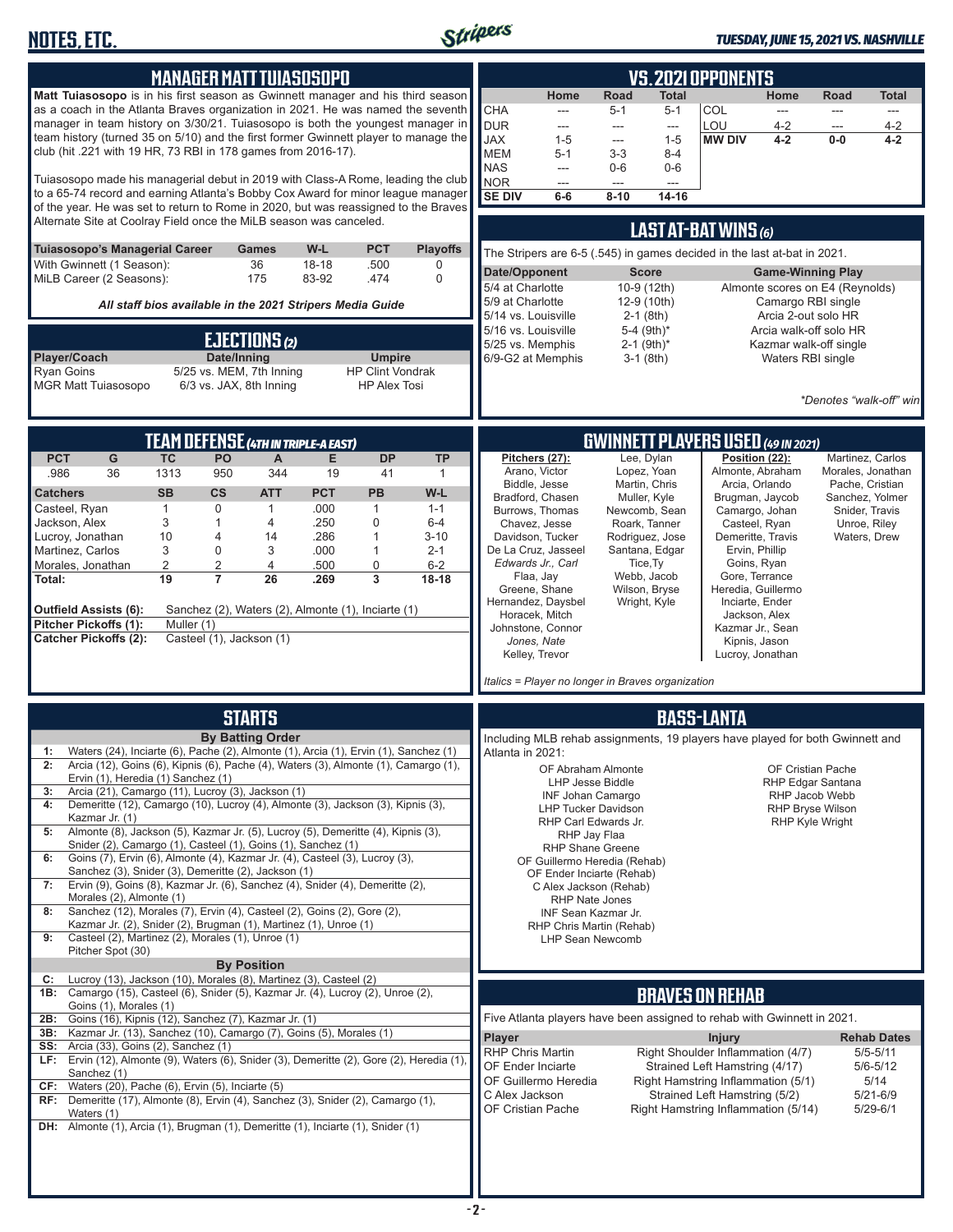## MANAGER MATT TUIASOSOPO

**Matt Tuiasosopo** is in his first season as Gwinnett manager and his third season as a coach in the Atlanta Braves organization in 2021. He was named the seventh manager in team history on 3/30/21. Tuiasosopo is both the youngest manager in team history (turned 35 on 5/10) and the first former Gwinnett player to manage the club (hit .221 with 19 HR, 73 RBI in 178 games from 2016-17).

Tuiasosopo made his managerial debut in 2019 with Class-A Rome, leading the club to a 65-74 record and earning Atlanta's Bobby Cox Award for minor league manager of the year. He was set to return to Rome in 2020, but was reassigned to the Braves Alternate Site at Coolray Field once the MiLB season was canceled.

| Tuiasosopo's Managerial Career | Games | W-L | PCT | Playoffs |
|---|---|---|---|---|
| With Gwinnett (1 Season): | 36 | 18-18 | .500 | 0 |
| MiLB Career (2 Seasons): | 175 | 83-92 | .474 | 0 |

*All staff bios available in the 2021 Stripers Media Guide*

## EJECTIONS (2)

| Player/Coach | Date/Inning | Umpire |
|---|---|---|
| Ryan Goins | 5/25 vs. MEM, 7th Inning | HP Clint Vondrak |
| MGR Matt Tuiasosopo | 6/3 vs. JAX, 8th Inning | HP Alex Tosi |

## VS. 2021 OPPONENTS

| | Home | Road | Total | | Home | Road | Total |
|---|---|---|---|---|---|---|---|
| CHA | --- | 5-1 | 5-1 | COL | --- | --- | --- |
| DUR | --- | --- | --- | LOU | 4-2 | --- | 4-2 |
| JAX | 1-5 | --- | 1-5 | **MW DIV** | **4-2** | **0-0** | **4-2** |
| MEM | 5-1 | 3-3 | 8-4 | | | | |
| NAS | --- | 0-6 | 0-6 | | | | |
| NOR | --- | --- | --- | | | | |
| **SE DIV** | **6-6** | **8-10** | **14-16** | | | | |

## LAST AT-BAT WINS (6)

The Stripers are 6-5 (.545) in games decided in the last at-bat in 2021.

| Date/Opponent | Score | Game-Winning Play |
|---|---|---|
| 5/4 at Charlotte | 10-9 (12th) | Almonte scores on E4 (Reynolds) |
| 5/9 at Charlotte | 12-9 (10th) | Camargo RBI single |
| 5/14 vs. Louisville | 2-1 (8th) | Arcia 2-out solo HR |
| 5/16 vs. Louisville | 5-4 (9th)* | Arcia walk-off solo HR |
| 5/25 vs. Memphis | 2-1 (9th)* | Kazmar walk-off single |
| 6/9-G2 at Memphis | 3-1 (8th) | Waters RBI single |

*\*Denotes "walk-off" win*

## TEAM DEFENSE (4TH IN TRIPLE-A EAST)

| PCT | G | TC | PO | A | E | DP | TP |
|---|---|---|---|---|---|---|---|
| .986 | 36 | 1313 | 950 | 344 | 19 | 41 | 1 |

| Catchers | SB | CS | ATT | PCT | PB | W-L |
|---|---|---|---|---|---|---|
| Casteel, Ryan | 1 | 0 | 1 | .000 | 1 | 1-1 |
| Jackson, Alex | 3 | 1 | 4 | .250 | 0 | 6-4 |
| Lucroy, Jonathan | 10 | 4 | 14 | .286 | 1 | 3-10 |
| Martinez, Carlos | 3 | 0 | 3 | .000 | 1 | 2-1 |
| Morales, Jonathan | 2 | 2 | 4 | .500 | 0 | 6-2 |
| **Total:** | **19** | **7** | **26** | **.269** | **3** | **18-18** |

**Outfield Assists (6):** Sanchez (2), Waters (2), Almonte (1), Inciarte (1)
**Pitcher Pickoffs (1):** Muller (1)
**Catcher Pickoffs (2):** Casteel (1), Jackson (1)

## GWINNETT PLAYERS USED (49 IN 2021)

**Pitchers (27):** Arano, Victor; Biddle, Jesse; Bradford, Chasen; Burrows, Thomas; Chavez, Jesse; Davidson, Tucker; De La Cruz, Jasseel; *Edwards Jr., Carl*; Flaa, Jay; Greene, Shane; Hernandez, Daysbel; Horacek, Mitch; Johnstone, Connor; *Jones, Nate*; Kelley, Trevor; Lee, Dylan; Lopez, Yoan; Martin, Chris; Muller, Kyle; Newcomb, Sean; Roark, Tanner; Rodriguez, Jose; Santana, Edgar; Tice,Ty; Webb, Jacob; Wilson, Bryse; Wright, Kyle

**Position (22):** Almonte, Abraham; Arcia, Orlando; Brugman, Jaycob; Camargo, Johan; Casteel, Ryan; Demeritte, Travis; Ervin, Phillip; Goins, Ryan; Gore, Terrance; Heredia, Guillermo; Inciarte, Ender; Jackson, Alex; Kazmar Jr., Sean; Kipnis, Jason; Lucroy, Jonathan; Martinez, Carlos; Morales, Jonathan; Pache, Cristian; Sanchez, Yolmer; Snider, Travis; Unroe, Riley; Waters, Drew

*Italics = Player no longer in Braves organization*

## STARTS

**By Batting Order**

**1:** Waters (24), Inciarte (6), Pache (2), Almonte (1), Arcia (1), Ervin (1), Sanchez (1)
**2:** Arcia (12), Goins (6), Kipnis (6), Pache (4), Waters (3), Almonte (1), Camargo (1), Ervin (1), Heredia (1) Sanchez (1)
**3:** Arcia (21), Camargo (11), Lucroy (3), Jackson (1)
**4:** Demeritte (12), Camargo (10), Lucroy (4), Almonte (3), Jackson (3), Kipnis (3), Kazmar Jr. (1)
**5:** Almonte (8), Jackson (5), Kazmar Jr. (5), Lucroy (5), Demeritte (4), Kipnis (3), Snider (2), Camargo (1), Casteel (1), Goins (1), Sanchez (1)
**6:** Goins (7), Ervin (6), Almonte (4), Kazmar Jr. (4), Casteel (3), Lucroy (3), Sanchez (3), Snider (3), Demeritte (2), Jackson (1)
**7:** Ervin (9), Goins (8), Kazmar Jr. (6), Sanchez (4), Snider (4), Demeritte (2), Morales (2), Almonte (1)
**8:** Sanchez (12), Morales (7), Ervin (4), Casteel (2), Goins (2), Gore (2), Kazmar Jr. (2), Snider (2), Brugman (1), Martinez (1), Unroe (1)
**9:** Casteel (2), Martinez (2), Morales (1), Unroe (1) Pitcher Spot (30)

**By Position**

**C:** Lucroy (13), Jackson (10), Morales (8), Martinez (3), Casteel (2)
**1B:** Camargo (15), Casteel (6), Snider (5), Kazmar Jr. (4), Lucroy (2), Unroe (2), Goins (1), Morales (1)
**2B:** Goins (16), Kipnis (12), Sanchez (7), Kazmar Jr. (1)
**3B:** Kazmar Jr. (13), Sanchez (10), Camargo (7), Goins (5), Morales (1)
**SS:** Arcia (33), Goins (2), Sanchez (1)
**LF:** Ervin (12), Almonte (9), Waters (6), Snider (3), Demeritte (2), Gore (2), Heredia (1), Sanchez (1)
**CF:** Waters (20), Pache (6), Ervin (5), Inciarte (5)
**RF:** Demeritte (17), Almonte (8), Ervin (4), Sanchez (3), Snider (2), Camargo (1), Waters (1)
**DH:** Almonte (1), Arcia (1), Brugman (1), Demeritte (1), Inciarte (1), Snider (1)

## BASS-LANTA

Including MLB rehab assignments, 19 players have played for both Gwinnett and Atlanta in 2021:

- OF Abraham Almonte
- LHP Jesse Biddle
- INF Johan Camargo
- LHP Tucker Davidson
- RHP Carl Edwards Jr.
- RHP Jay Flaa
- RHP Shane Greene
- OF Guillermo Heredia (Rehab)
- OF Ender Inciarte (Rehab)
- C Alex Jackson (Rehab)
- RHP Nate Jones
- INF Sean Kazmar Jr.
- RHP Chris Martin (Rehab)
- LHP Sean Newcomb
- OF Cristian Pache
- RHP Edgar Santana
- RHP Jacob Webb
- RHP Bryse Wilson
- RHP Kyle Wright

## BRAVES ON REHAB

Five Atlanta players have been assigned to rehab with Gwinnett in 2021.

| Player | Injury | Rehab Dates |
|---|---|---|
| RHP Chris Martin | Right Shoulder Inflammation (4/7) | 5/5-5/11 |
| OF Ender Inciarte | Strained Left Hamstring (4/17) | 5/6-5/12 |
| OF Guillermo Heredia | Right Hamstring Inflammation (5/1) | 5/14 |
| C Alex Jackson | Strained Left Hamstring (5/2) | 5/21-6/9 |
| OF Cristian Pache | Right Hamstring Inflammation (5/14) | 5/29-6/1 |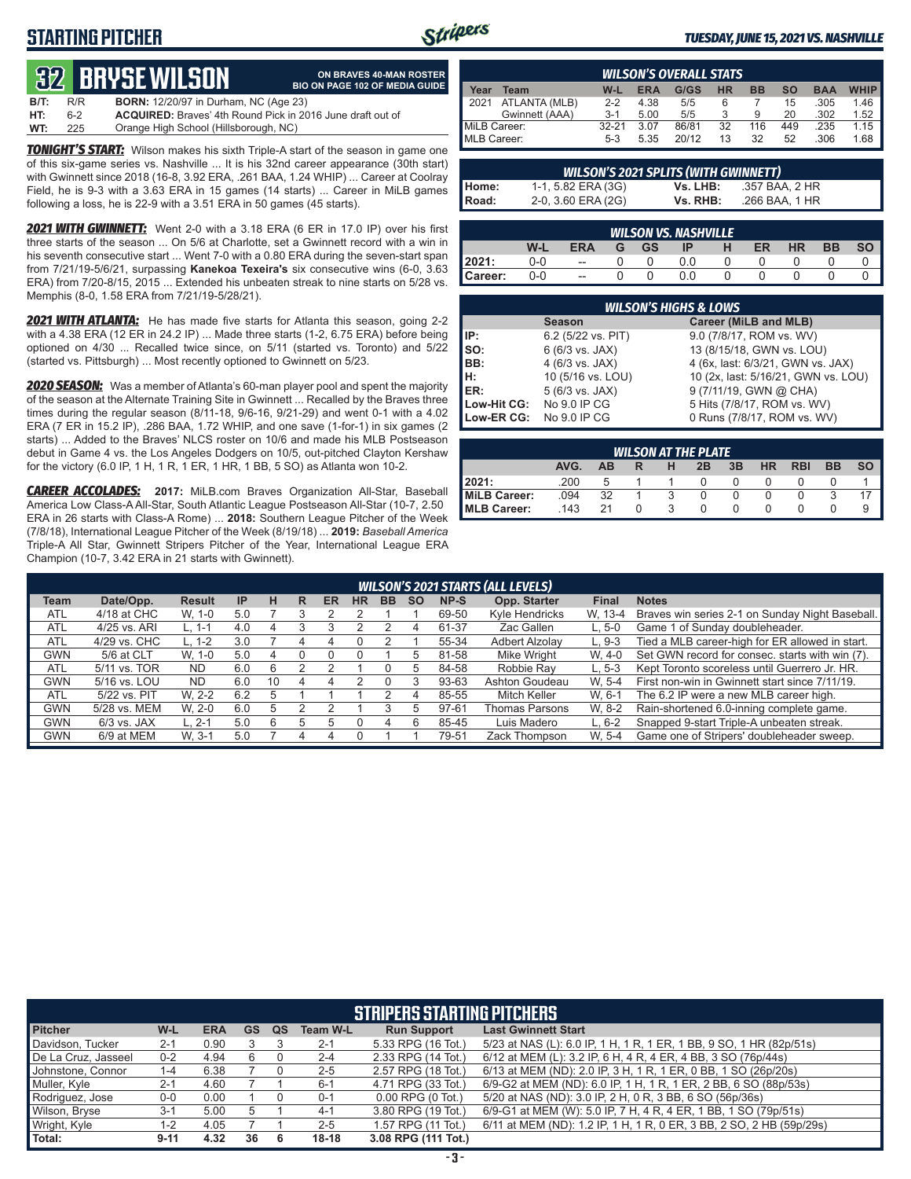# STARTING PITCHER

*TUESDAY, JUNE 15, 2021 VS. NASHVILLE*

## 32 BRYSE WILSON

**ON BRAVES 40-MAN ROSTER**
**BIO ON PAGE 102 OF MEDIA GUIDE**

| | | |
|---|---|---|
| **B/T:** | R/R | **BORN:** 12/20/97 in Durham, NC (Age 23) |
| **HT:** | 6-2 | **ACQUIRED:** Braves' 4th Round Pick in 2016 June draft out of |
| **WT:** | 225 | Orange High School (Hillsborough, NC) |

***TONIGHT'S START:*** Wilson makes his sixth Triple-A start of the season in game one of this six-game series vs. Nashville ... It is his 32nd career appearance (30th start) with Gwinnett since 2018 (16-8, 3.92 ERA, .261 BAA, 1.24 WHIP) ... Career at Coolray Field, he is 9-3 with a 3.63 ERA in 15 games (14 starts) ... Career in MiLB games following a loss, he is 22-9 with a 3.51 ERA in 50 games (45 starts).

***2021 WITH GWINNETT:*** Went 2-0 with a 3.18 ERA (6 ER in 17.0 IP) over his first three starts of the season ... On 5/6 at Charlotte, set a Gwinnett record with a win in his seventh consecutive start ... Went 7-0 with a 0.80 ERA during the seven-start span from 7/21/19-5/6/21, surpassing **Kanekoa Texeira's** six consecutive wins (6-0, 3.63 ERA) from 7/20-8/15, 2015 ... Extended his unbeaten streak to nine starts on 5/28 vs. Memphis (8-0, 1.58 ERA from 7/21/19-5/28/21).

***2021 WITH ATLANTA:*** He has made five starts for Atlanta this season, going 2-2 with a 4.38 ERA (12 ER in 24.2 IP) ... Made three starts (1-2, 6.75 ERA) before being optioned on 4/30 ... Recalled twice since, on 5/11 (started vs. Toronto) and 5/22 (started vs. Pittsburgh) ... Most recently optioned to Gwinnett on 5/23.

***2020 SEASON:*** Was a member of Atlanta's 60-man player pool and spent the majority of the season at the Alternate Training Site in Gwinnett ... Recalled by the Braves three times during the regular season (8/11-18, 9/6-16, 9/21-29) and went 0-1 with a 4.02 ERA (7 ER in 15.2 IP), .286 BAA, 1.72 WHIP, and one save (1-for-1) in six games (2 starts) ... Added to the Braves' NLCS roster on 10/6 and made his MLB Postseason debut in Game 4 vs. the Los Angeles Dodgers on 10/5, out-pitched Clayton Kershaw for the victory (6.0 IP, 1 H, 1 R, 1 ER, 1 HR, 1 BB, 5 SO) as Atlanta won 10-2.

***CAREER ACCOLADES:*** **2017:** MiLB.com Braves Organization All-Star, Baseball America Low Class-A All-Star, South Atlantic League Postseason All-Star (10-7, 2.50 ERA in 26 starts with Class-A Rome) ... **2018:** Southern League Pitcher of the Week (7/8/18), International League Pitcher of the Week (8/19/18) ... **2019:** *Baseball America* Triple-A All Star, Gwinnett Stripers Pitcher of the Year, International League ERA Champion (10-7, 3.42 ERA in 21 starts with Gwinnett).

### WILSON'S OVERALL STATS

| Year | Team | W-L | ERA | G/GS | HR | BB | SO | BAA | WHIP |
|---|---|---|---|---|---|---|---|---|---|
| 2021 | ATLANTA (MLB) | 2-2 | 4.38 | 5/5 | 6 | 7 | 15 | .305 | 1.46 |
| | Gwinnett (AAA) | 3-1 | 5.00 | 5/5 | 3 | 9 | 20 | .302 | 1.52 |
| MiLB Career: | | 32-21 | 3.07 | 86/81 | 32 | 116 | 449 | .235 | 1.15 |
| MLB Career: | | 5-3 | 5.35 | 20/12 | 13 | 32 | 52 | .306 | 1.68 |

### WILSON'S 2021 SPLITS (WITH GWINNETT)

| | | | |
|---|---|---|---|
| **Home:** | 1-1, 5.82 ERA (3G) | **Vs. LHB:** | .357 BAA, 2 HR |
| **Road:** | 2-0, 3.60 ERA (2G) | **Vs. RHB:** | .266 BAA, 1 HR |

### WILSON VS. NASHVILLE

| | W-L | ERA | G | GS | IP | H | ER | HR | BB | SO |
|---|---|---|---|---|---|---|---|---|---|---|
| **2021:** | 0-0 | -- | 0 | 0 | 0.0 | 0 | 0 | 0 | 0 | 0 |
| **Career:** | 0-0 | -- | 0 | 0 | 0.0 | 0 | 0 | 0 | 0 | 0 |

### WILSON'S HIGHS & LOWS

| | Season | Career (MiLB and MLB) |
|---|---|---|
| **IP:** | 6.2 (5/22 vs. PIT) | 9.0 (7/8/17, ROM vs. WV) |
| **SO:** | 6 (6/3 vs. JAX) | 13 (8/15/18, GWN vs. LOU) |
| **BB:** | 4 (6/3 vs. JAX) | 4 (6x, last: 6/3/21, GWN vs. JAX) |
| **H:** | 10 (5/16 vs. LOU) | 10 (2x, last: 5/16/21, GWN vs. LOU) |
| **ER:** | 5 (6/3 vs. JAX) | 9 (7/11/19, GWN @ CHA) |
| **Low-Hit CG:** | No 9.0 IP CG | 5 Hits (7/8/17, ROM vs. WV) |
| **Low-ER CG:** | No 9.0 IP CG | 0 Runs (7/8/17, ROM vs. WV) |

### WILSON AT THE PLATE

| | AVG. | AB | R | H | 2B | 3B | HR | RBI | BB | SO |
|---|---|---|---|---|---|---|---|---|---|---|
| **2021:** | .200 | 5 | 1 | 1 | 0 | 0 | 0 | 0 | 0 | 1 |
| **MiLB Career:** | .094 | 32 | 1 | 3 | 0 | 0 | 0 | 0 | 3 | 17 |
| **MLB Career:** | .143 | 21 | 0 | 3 | 0 | 0 | 0 | 0 | 0 | 9 |

### WILSON'S 2021 STARTS (ALL LEVELS)

| Team | Date/Opp. | Result | IP | H | R | ER | HR | BB | SO | NP-S | Opp. Starter | Final | Notes |
|---|---|---|---|---|---|---|---|---|---|---|---|---|---|
| ATL | 4/18 at CHC | W, 1-0 | 5.0 | 7 | 3 | 2 | 2 | 1 | 1 | 69-50 | Kyle Hendricks | W, 13-4 | Braves win series 2-1 on Sunday Night Baseball. |
| ATL | 4/25 vs. ARI | L, 1-1 | 4.0 | 4 | 3 | 3 | 2 | 2 | 4 | 61-37 | Zac Gallen | L, 5-0 | Game 1 of Sunday doubleheader. |
| ATL | 4/29 vs. CHC | L, 1-2 | 3.0 | 7 | 4 | 4 | 0 | 2 | 1 | 55-34 | Adbert Alzolay | L, 9-3 | Tied a MLB career-high for ER allowed in start. |
| GWN | 5/6 at CLT | W, 1-0 | 5.0 | 4 | 0 | 0 | 0 | 1 | 5 | 81-58 | Mike Wright | W, 4-0 | Set GWN record for consec. starts with win (7). |
| ATL | 5/11 vs. TOR | ND | 6.0 | 6 | 2 | 2 | 1 | 0 | 5 | 84-58 | Robbie Ray | L, 5-3 | Kept Toronto scoreless until Guerrero Jr. HR. |
| GWN | 5/16 vs. LOU | ND | 6.0 | 10 | 4 | 4 | 2 | 0 | 3 | 93-63 | Ashton Goudeau | W, 5-4 | First non-win in Gwinnett start since 7/11/19. |
| ATL | 5/22 vs. PIT | W, 2-2 | 6.2 | 5 | 1 | 1 | 1 | 2 | 4 | 85-55 | Mitch Keller | W, 6-1 | The 6.2 IP were a new MLB career high. |
| GWN | 5/28 vs. MEM | W, 2-0 | 6.0 | 5 | 2 | 2 | 1 | 3 | 5 | 97-61 | Thomas Parsons | W, 8-2 | Rain-shortened 6.0-inning complete game. |
| GWN | 6/3 vs. JAX | L, 2-1 | 5.0 | 6 | 5 | 5 | 0 | 4 | 6 | 85-45 | Luis Madero | L, 6-2 | Snapped 9-start Triple-A unbeaten streak. |
| GWN | 6/9 at MEM | W, 3-1 | 5.0 | 7 | 4 | 4 | 0 | 1 | 1 | 79-51 | Zack Thompson | W, 5-4 | Game one of Stripers' doubleheader sweep. |

### STRIPERS STARTING PITCHERS

| Pitcher | W-L | ERA | GS | QS | Team W-L | Run Support | Last Gwinnett Start |
|---|---|---|---|---|---|---|---|
| Davidson, Tucker | 2-1 | 0.90 | 3 | 3 | 2-1 | 5.33 RPG (16 Tot.) | 5/23 at NAS (L): 6.0 IP, 1 H, 1 R, 1 ER, 1 BB, 9 SO, 1 HR (82p/51s) |
| De La Cruz, Jasseel | 0-2 | 4.94 | 6 | 0 | 2-4 | 2.33 RPG (14 Tot.) | 6/12 at MEM (L): 3.2 IP, 6 H, 4 R, 4 ER, 4 BB, 3 SO (76p/44s) |
| Johnstone, Connor | 1-4 | 6.38 | 7 | 0 | 2-5 | 2.57 RPG (18 Tot.) | 6/13 at MEM (ND): 2.0 IP, 3 H, 1 R, 1 ER, 0 BB, 1 SO (26p/20s) |
| Muller, Kyle | 2-1 | 4.60 | 7 | 1 | 6-1 | 4.71 RPG (33 Tot.) | 6/9-G2 at MEM (ND): 6.0 IP, 1 H, 1 R, 1 ER, 2 BB, 6 SO (88p/53s) |
| Rodriguez, Jose | 0-0 | 0.00 | 1 | 0 | 0-1 | 0.00 RPG (0 Tot.) | 5/20 at NAS (ND): 3.0 IP, 2 H, 0 R, 3 BB, 6 SO (56p/36s) |
| Wilson, Bryse | 3-1 | 5.00 | 5 | 1 | 4-1 | 3.80 RPG (19 Tot.) | 6/9-G1 at MEM (W): 5.0 IP, 7 H, 4 R, 4 ER, 1 BB, 1 SO (79p/51s) |
| Wright, Kyle | 1-2 | 4.05 | 7 | 1 | 2-5 | 1.57 RPG (11 Tot.) | 6/11 at MEM (ND): 1.2 IP, 1 H, 1 R, 0 ER, 3 BB, 2 SO, 2 HB (59p/29s) |
| **Total:** | **9-11** | **4.32** | **36** | **6** | **18-18** | **3.08 RPG (111 Tot.)** | |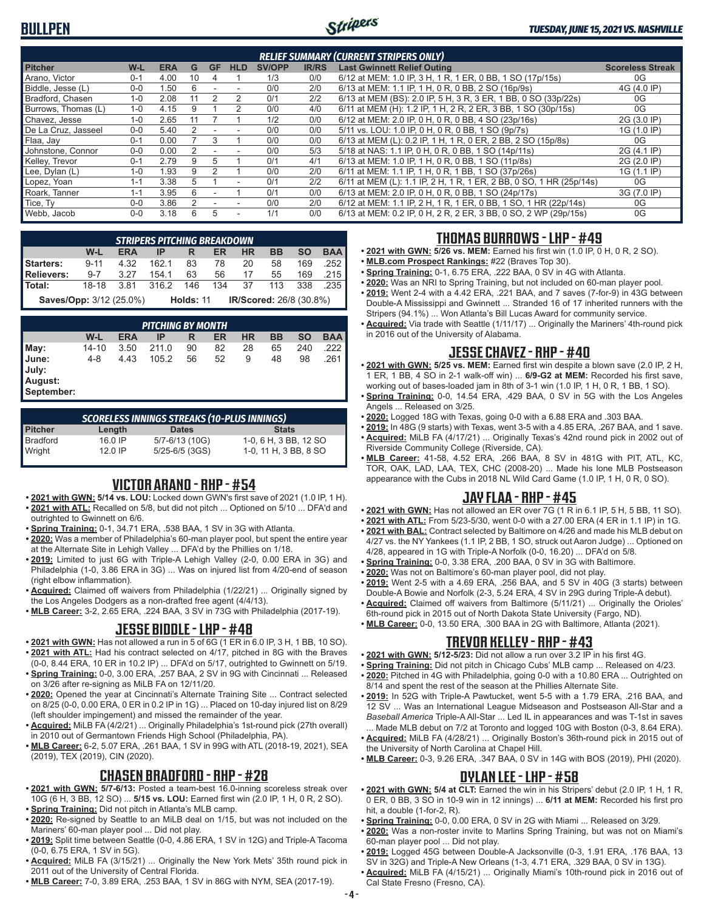# BULLPEN

**TUESDAY, JUNE 15, 2021 VS. NASHVILLE**

### RELIEF SUMMARY (CURRENT STRIPERS ONLY)

| Pitcher | W-L | ERA | G | GF | HLD | SV/OPP | IR/RS | Last Gwinnett Relief Outing | Scoreless Streak |
|---|---|---|---|---|---|---|---|---|---|
| Arano, Victor | 0-1 | 4.00 | 10 | 4 | 1 | 1/3 | 0/0 | 6/12 at MEM: 1.0 IP, 3 H, 1 R, 1 ER, 0 BB, 1 SO (17p/15s) | 0G |
| Biddle, Jesse (L) | 0-0 | 1.50 | 6 | - | - | 0/0 | 2/0 | 6/13 at MEM: 1.1 IP, 1 H, 0 R, 0 BB, 2 SO (16p/9s) | 4G (4.0 IP) |
| Bradford, Chasen | 1-0 | 2.08 | 11 | 2 | 2 | 0/1 | 2/2 | 6/13 at MEM (BS): 2.0 IP, 5 H, 3 R, 3 ER, 1 BB, 0 SO (33p/22s) | 0G |
| Burrows, Thomas (L) | 1-0 | 4.15 | 9 | 1 | 2 | 0/0 | 4/0 | 6/11 at MEM (H): 1.2 IP, 1 H, 2 R, 2 ER, 3 BB, 1 SO (30p/15s) | 0G |
| Chavez, Jesse | 1-0 | 2.65 | 11 | 7 | 1 | 1/2 | 0/0 | 6/12 at MEM: 2.0 IP, 0 H, 0 R, 0 BB, 4 SO (23p/16s) | 2G (3.0 IP) |
| De La Cruz, Jasseel | 0-0 | 5.40 | 2 | - | - | 0/0 | 0/0 | 5/11 vs. LOU: 1.0 IP, 0 H, 0 R, 0 BB, 1 SO (9p/7s) | 1G (1.0 IP) |
| Flaa, Jay | 0-1 | 0.00 | 7 | 3 | 1 | 0/0 | 0/0 | 6/13 at MEM (L): 0.2 IP, 1 H, 1 R, 0 ER, 2 BB, 2 SO (15p/8s) | 0G |
| Johnstone, Connor | 0-0 | 0.00 | 2 | - | - | 0/0 | 5/3 | 5/18 at NAS: 1.1 IP, 0 H, 0 R, 0 BB, 1 SO (14p/11s) | 2G (4.1 IP) |
| Kelley, Trevor | 0-1 | 2.79 | 9 | 5 | 1 | 0/1 | 4/1 | 6/13 at MEM: 1.0 IP, 1 H, 0 R, 0 BB, 1 SO (11p/8s) | 2G (2.0 IP) |
| Lee, Dylan (L) | 1-0 | 1.93 | 9 | 2 | 1 | 0/0 | 2/0 | 6/11 at MEM: 1.1 IP, 1 H, 0 R, 1 BB, 1 SO (37p/26s) | 1G (1.1 IP) |
| Lopez, Yoan | 1-1 | 3.38 | 5 | 1 | - | 0/1 | 2/2 | 6/11 at MEM (L): 1.1 IP, 2 H, 1 R, 1 ER, 2 BB, 0 SO, 1 HR (25p/14s) | 0G |
| Roark, Tanner | 1-1 | 3.95 | 6 | - | 1 | 0/1 | 0/0 | 6/13 at MEM: 2.0 IP, 0 H, 0 R, 0 BB, 1 SO (24p/17s) | 3G (7.0 IP) |
| Tice, Ty | 0-0 | 3.86 | 2 | - | - | 0/0 | 2/0 | 6/12 at MEM: 1.1 IP, 2 H, 1 R, 1 ER, 0 BB, 1 SO, 1 HR (22p/14s) | 0G |
| Webb, Jacob | 0-0 | 3.18 | 6 | 5 | - | 1/1 | 0/0 | 6/13 at MEM: 0.2 IP, 0 H, 2 R, 2 ER, 3 BB, 0 SO, 2 WP (29p/15s) | 0G |

### STRIPERS PITCHING BREAKDOWN

| | W-L | ERA | IP | R | ER | HR | BB | SO | BAA |
|---|---|---|---|---|---|---|---|---|---|
| Starters: | 9-11 | 4.32 | 162.1 | 83 | 78 | 20 | 58 | 169 | .252 |
| Relievers: | 9-7 | 3.27 | 154.1 | 63 | 56 | 17 | 55 | 169 | .215 |
| Total: | 18-18 | 3.81 | 316.2 | 146 | 134 | 37 | 113 | 338 | .235 |

**Saves/Opp:** 3/12 (25.0%) **Holds:** 11 **IR/Scored:** 26/8 (30.8%)

### PITCHING BY MONTH

| | W-L | ERA | IP | R | ER | HR | BB | SO | BAA |
|---|---|---|---|---|---|---|---|---|---|
| May: | 14-10 | 3.50 | 211.0 | 90 | 82 | 28 | 65 | 240 | .222 |
| June: | 4-8 | 4.43 | 105.2 | 56 | 52 | 9 | 48 | 98 | .261 |
| July: | | | | | | | | | |
| August: | | | | | | | | | |
| September: | | | | | | | | | |

### SCORELESS INNINGS STREAKS (10-PLUS INNINGS)

| Pitcher | Length | Dates | Stats |
|---|---|---|---|
| Bradford | 16.0 IP | 5/7-6/13 (10G) | 1-0, 6 H, 3 BB, 12 SO |
| Wright | 12.0 IP | 5/25-6/5 (3GS) | 1-0, 11 H, 3 BB, 8 SO |

## VICTOR ARANO - RHP - #54

- **2021 with GWN: 5/14 vs. LOU:** Locked down GWN's first save of 2021 (1.0 IP, 1 H).
- **2021 with ATL:** Recalled on 5/8, but did not pitch ... Optioned on 5/10 ... DFA'd and outrighted to Gwinnett on 6/6.
- **Spring Training:** 0-1, 34.71 ERA, .538 BAA, 1 SV in 3G with Atlanta.
- **2020:** Was a member of Philadelphia's 60-man player pool, but spent the entire year at the Alternate Site in Lehigh Valley ... DFA'd by the Phillies on 1/18.
- **2019:** Limited to just 6G with Triple-A Lehigh Valley (2-0, 0.00 ERA in 3G) and Philadelphia (1-0, 3.86 ERA in 3G) ... Was on injured list from 4/20-end of season (right elbow inflammation).
- **Acquired:** Claimed off waivers from Philadelphia (1/22/21) ... Originally signed by the Los Angeles Dodgers as a non-drafted free agent (4/4/13).
- **MLB Career:** 3-2, 2.65 ERA, .224 BAA, 3 SV in 73G with Philadelphia (2017-19).

## JESSE BIDDLE - LHP - #48

- **2021 with GWN:** Has not allowed a run in 5 of 6G (1 ER in 6.0 IP, 3 H, 1 BB, 10 SO).
- **2021 with ATL:** Had his contract selected on 4/17, pitched in 8G with the Braves (0-0, 8.44 ERA, 10 ER in 10.2 IP) ... DFA'd on 5/17, outrighted to Gwinnett on 5/19.
- **Spring Training:** 0-0, 3.00 ERA, .257 BAA, 2 SV in 9G with Cincinnati ... Released on 3/26 after re-signing as MiLB FA on 12/11/20.
- **2020:** Opened the year at Cincinnati's Alternate Training Site ... Contract selected on 8/25 (0-0, 0.00 ERA, 0 ER in 0.2 IP in 1G) ... Placed on 10-day injured list on 8/29 (left shoulder impingement) and missed the remainder of the year.
- **Acquired:** MiLB FA (4/2/21) ... Originally Philadelphia's 1st-round pick (27th overall) in 2010 out of Germantown Friends High School (Philadelphia, PA).
- **MLB Career:** 6-2, 5.07 ERA, .261 BAA, 1 SV in 99G with ATL (2018-19, 2021), SEA (2019), TEX (2019), CIN (2020).

## CHASEN BRADFORD - RHP - #28

- **2021 with GWN: 5/7-6/13:** Posted a team-best 16.0-inning scoreless streak over 10G (6 H, 3 BB, 12 SO) ... **5/15 vs. LOU:** Earned first win (2.0 IP, 1 H, 0 R, 2 SO).
- **Spring Training:** Did not pitch in Atlanta's MLB camp.
- **2020:** Re-signed by Seattle to an MiLB deal on 1/15, but was not included on the Mariners' 60-man player pool ... Did not play.
- **2019:** Split time between Seattle (0-0, 4.86 ERA, 1 SV in 12G) and Triple-A Tacoma (0-0, 6.75 ERA, 1 SV in 5G).
- **Acquired:** MiLB FA (3/15/21) ... Originally the New York Mets' 35th round pick in 2011 out of the University of Central Florida.
- **MLB Career:** 7-0, 3.89 ERA, .253 BAA, 1 SV in 86G with NYM, SEA (2017-19).

## THOMAS BURROWS - LHP - #49

- **2021 with GWN: 5/26 vs. MEM:** Earned his first win (1.0 IP, 0 H, 0 R, 2 SO).
- **MLB.com Prospect Rankings:** #22 (Braves Top 30).
- **Spring Training:** 0-1, 6.75 ERA, .222 BAA, 0 SV in 4G with Atlanta.
- **2020:** Was an NRI to Spring Training, but not included on 60-man player pool.
- **2019:** Went 2-4 with a 4.42 ERA, .221 BAA, and 7 saves (7-for-9) in 43G between Double-A Mississippi and Gwinnett ... Stranded 16 of 17 inherited runners with the Stripers (94.1%) ... Won Atlanta's Bill Lucas Award for community service.
- **Acquired:** Via trade with Seattle (1/11/17) ... Originally the Mariners' 4th-round pick in 2016 out of the University of Alabama.

## JESSE CHAVEZ - RHP - #40

- **2021 with GWN: 5/25 vs. MEM:** Earned first win despite a blown save (2.0 IP, 2 H, 1 ER, 1 BB, 4 SO in 2-1 walk-off win) ... **6/9-G2 at MEM:** Recorded his first save, working out of bases-loaded jam in 8th of 3-1 win (1.0 IP, 1 H, 0 R, 1 BB, 1 SO).
- **Spring Training:** 0-0, 14.54 ERA, .429 BAA, 0 SV in 5G with the Los Angeles Angels ... Released on 3/25.
- **2020:** Logged 18G with Texas, going 0-0 with a 6.88 ERA and .303 BAA.
- **2019:** In 48G (9 starts) with Texas, went 3-5 with a 4.85 ERA, .267 BAA, and 1 save.
- **Acquired:** MiLB FA (4/17/21) ... Originally Texas's 42nd round pick in 2002 out of Riverside Community College (Riverside, CA).
- **MLB Career:** 41-58, 4.52 ERA, .266 BAA, 8 SV in 481G with PIT, ATL, KC, TOR, OAK, LAD, LAA, TEX, CHC (2008-20) ... Made his lone MLB Postseason appearance with the Cubs in 2018 NL Wild Card Game (1.0 IP, 1 H, 0 R, 0 SO).

## JAY FLAA - RHP - #45

- **2021 with GWN:** Has not allowed an ER over 7G (1 R in 6.1 IP, 5 H, 5 BB, 11 SO).
- **2021 with ATL:** From 5/23-5/30, went 0-0 with a 27.00 ERA (4 ER in 1.1 IP) in 1G.
- **2021 with BAL:** Contract selected by Baltimore on 4/26 and made his MLB debut on 4/27 vs. the NY Yankees (1.1 IP, 2 BB, 1 SO, struck out Aaron Judge) ... Optioned on 4/28, appeared in 1G with Triple-A Norfolk (0-0, 16.20) ... DFA'd on 5/8.
- **Spring Training:** 0-0, 3.38 ERA, .200 BAA, 0 SV in 3G with Baltimore.
- **2020:** Was not on Baltimore's 60-man player pool, did not play.
- **2019:** Went 2-5 with a 4.69 ERA, .256 BAA, and 5 SV in 40G (3 starts) between Double-A Bowie and Norfolk (2-3, 5.24 ERA, 4 SV in 29G during Triple-A debut).
- **Acquired:** Claimed off waivers from Baltimore (5/11/21) ... Originally the Orioles' 6th-round pick in 2015 out of North Dakota State University (Fargo, ND).
- **MLB Career:** 0-0, 13.50 ERA, .300 BAA in 2G with Baltimore, Atlanta (2021).

## TREVOR KELLEY - RHP - #43

- **2021 with GWN: 5/12-5/23:** Did not allow a run over 3.2 IP in his first 4G.
- **Spring Training:** Did not pitch in Chicago Cubs' MLB camp ... Released on 4/23.
- **2020:** Pitched in 4G with Philadelphia, going 0-0 with a 10.80 ERA ... Outrighted on 8/14 and spent the rest of the season at the Phillies Alternate Site.
- **2019:** In 52G with Triple-A Pawtucket, went 5-5 with a 1.79 ERA, .216 BAA, and 12 SV ... Was an International League Midseason and Postseason All-Star and a *Baseball America* Triple-A All-Star ... Led IL in appearances and was T-1st in saves ... Made MLB debut on 7/2 at Toronto and logged 10G with Boston (0-3, 8.64 ERA).
- **Acquired:** MiLB FA (4/28/21) ... Originally Boston's 36th-round pick in 2015 out of the University of North Carolina at Chapel Hill.
- **MLB Career:** 0-3, 9.26 ERA, .347 BAA, 0 SV in 14G with BOS (2019), PHI (2020).

## DYLAN LEE - LHP - #58

- **2021 with GWN: 5/4 at CLT:** Earned the win in his Stripers' debut (2.0 IP, 1 H, 1 R, 0 ER, 0 BB, 3 SO in 10-9 win in 12 innings) ... **6/11 at MEM:** Recorded his first pro hit, a double (1-for-2, R).
- **Spring Training:** 0-0, 0.00 ERA, 0 SV in 2G with Miami ... Released on 3/29.
- **2020:** Was a non-roster invite to Marlins Spring Training, but was not on Miami's 60-man player pool ... Did not play.
- **2019:** Logged 45G between Double-A Jacksonville (0-3, 1.91 ERA, .176 BAA, 13 SV in 32G) and Triple-A New Orleans (1-3, 4.71 ERA, .329 BAA, 0 SV in 13G).
- **Acquired:** MiLB FA (4/15/21) ... Originally Miami's 10th-round pick in 2016 out of Cal State Fresno (Fresno, CA).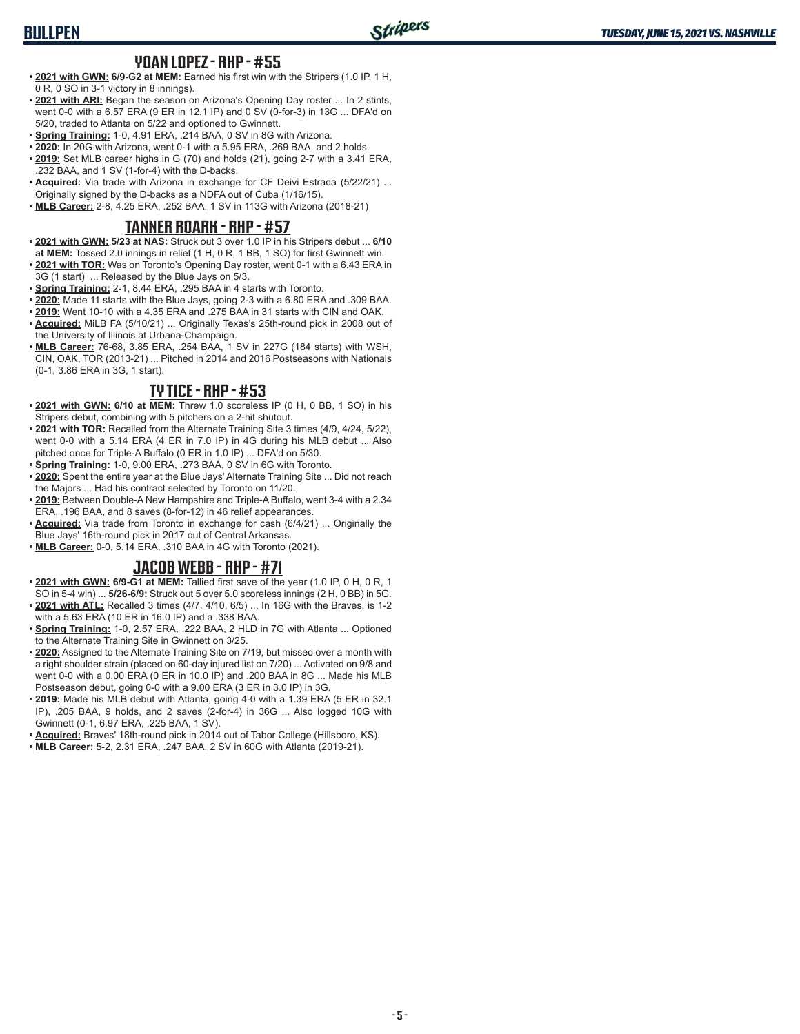## YOAN LOPEZ - RHP - #55

- **2021 with GWN: 6/9-G2 at MEM:** Earned his first win with the Stripers (1.0 IP, 1 H, 0 R, 0 SO in 3-1 victory in 8 innings).
- **2021 with ARI:** Began the season on Arizona's Opening Day roster ... In 2 stints, went 0-0 with a 6.57 ERA (9 ER in 12.1 IP) and 0 SV (0-for-3) in 13G ... DFA'd on 5/20, traded to Atlanta on 5/22 and optioned to Gwinnett.
- **Spring Training:** 1-0, 4.91 ERA, .214 BAA, 0 SV in 8G with Arizona.
- **2020:** In 20G with Arizona, went 0-1 with a 5.95 ERA, .269 BAA, and 2 holds.
- **2019:** Set MLB career highs in G (70) and holds (21), going 2-7 with a 3.41 ERA, .232 BAA, and 1 SV (1-for-4) with the D-backs.
- **Acquired:** Via trade with Arizona in exchange for CF Deivi Estrada (5/22/21) ... Originally signed by the D-backs as a NDFA out of Cuba (1/16/15).
- **MLB Career:** 2-8, 4.25 ERA, .252 BAA, 1 SV in 113G with Arizona (2018-21)

## TANNER ROARK - RHP - #57

- **2021 with GWN: 5/23 at NAS:** Struck out 3 over 1.0 IP in his Stripers debut ... **6/10 at MEM:** Tossed 2.0 innings in relief (1 H, 0 R, 1 BB, 1 SO) for first Gwinnett win.
- **2021 with TOR:** Was on Toronto's Opening Day roster, went 0-1 with a 6.43 ERA in 3G (1 start) ... Released by the Blue Jays on 5/3.
- **Spring Training:** 2-1, 8.44 ERA, .295 BAA in 4 starts with Toronto.
- **2020:** Made 11 starts with the Blue Jays, going 2-3 with a 6.80 ERA and .309 BAA.
- **2019:** Went 10-10 with a 4.35 ERA and .275 BAA in 31 starts with CIN and OAK.
- **Acquired:** MiLB FA (5/10/21) ... Originally Texas's 25th-round pick in 2008 out of the University of Illinois at Urbana-Champaign.
- **MLB Career:** 76-68, 3.85 ERA, .254 BAA, 1 SV in 227G (184 starts) with WSH, CIN, OAK, TOR (2013-21) ... Pitched in 2014 and 2016 Postseasons with Nationals (0-1, 3.86 ERA in 3G, 1 start).

## TY TICE - RHP - #53

- **2021 with GWN: 6/10 at MEM:** Threw 1.0 scoreless IP (0 H, 0 BB, 1 SO) in his Stripers debut, combining with 5 pitchers on a 2-hit shutout.
- **2021 with TOR:** Recalled from the Alternate Training Site 3 times (4/9, 4/24, 5/22), went 0-0 with a 5.14 ERA (4 ER in 7.0 IP) in 4G during his MLB debut ... Also pitched once for Triple-A Buffalo (0 ER in 1.0 IP) ... DFA'd on 5/30.
- **Spring Training:** 1-0, 9.00 ERA, .273 BAA, 0 SV in 6G with Toronto.
- **2020:** Spent the entire year at the Blue Jays' Alternate Training Site ... Did not reach the Majors ... Had his contract selected by Toronto on 11/20.
- **2019:** Between Double-A New Hampshire and Triple-A Buffalo, went 3-4 with a 2.34 ERA, .196 BAA, and 8 saves (8-for-12) in 46 relief appearances.
- **Acquired:** Via trade from Toronto in exchange for cash (6/4/21) ... Originally the Blue Jays' 16th-round pick in 2017 out of Central Arkansas.
- **MLB Career:** 0-0, 5.14 ERA, .310 BAA in 4G with Toronto (2021).

## JACOB WEBB - RHP - #71

- **2021 with GWN: 6/9-G1 at MEM:** Tallied first save of the year (1.0 IP, 0 H, 0 R, 1 SO in 5-4 win) ... **5/26-6/9:** Struck out 5 over 5.0 scoreless innings (2 H, 0 BB) in 5G.
- **2021 with ATL:** Recalled 3 times (4/7, 4/10, 6/5) ... In 16G with the Braves, is 1-2 with a 5.63 ERA (10 ER in 16.0 IP) and a .338 BAA.
- **Spring Training:** 1-0, 2.57 ERA, .222 BAA, 2 HLD in 7G with Atlanta ... Optioned to the Alternate Training Site in Gwinnett on 3/25.
- **2020:** Assigned to the Alternate Training Site on 7/19, but missed over a month with a right shoulder strain (placed on 60-day injured list on 7/20) ... Activated on 9/8 and went 0-0 with a 0.00 ERA (0 ER in 10.0 IP) and .200 BAA in 8G ... Made his MLB Postseason debut, going 0-0 with a 9.00 ERA (3 ER in 3.0 IP) in 3G.
- **2019:** Made his MLB debut with Atlanta, going 4-0 with a 1.39 ERA (5 ER in 32.1 IP), .205 BAA, 9 holds, and 2 saves (2-for-4) in 36G ... Also logged 10G with Gwinnett (0-1, 6.97 ERA, .225 BAA, 1 SV).
- **Acquired:** Braves' 18th-round pick in 2014 out of Tabor College (Hillsboro, KS).
- **MLB Career:** 5-2, 2.31 ERA, .247 BAA, 2 SV in 60G with Atlanta (2019-21).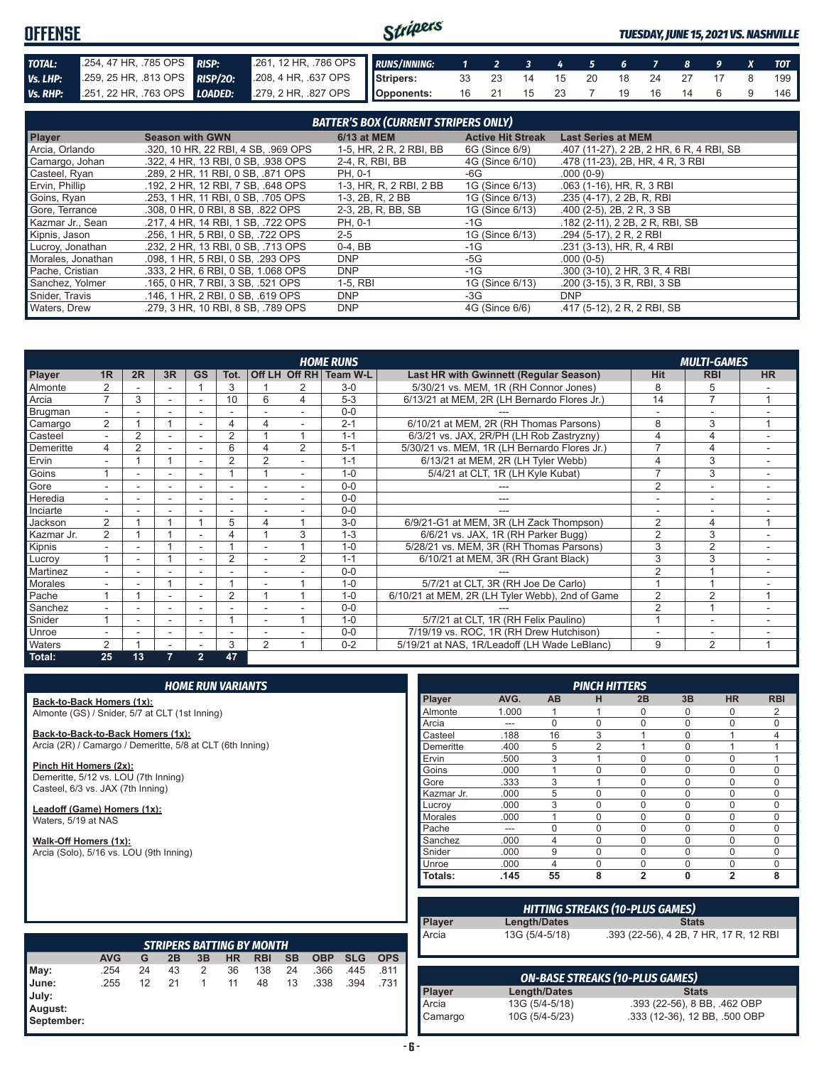# OFFENSE

*TUESDAY, JUNE 15, 2021 VS. NASHVILLE*

| | | | |
|---|---|---|---|
| **TOTAL:** | .254, 47 HR, .785 OPS | **RISP:** | .261, 12 HR, .786 OPS |
| **Vs. LHP:** | .259, 25 HR, .813 OPS | **RISP/2O:** | .208, 4 HR, .637 OPS |
| **Vs. RHP:** | .251, 22 HR, .763 OPS | **LOADED:** | .279, 2 HR, .827 OPS |

| RUNS/INNING: | 1 | 2 | 3 | 4 | 5 | 6 | 7 | 8 | 9 | X | TOT |
|---|---|---|---|---|---|---|---|---|---|---|---|
| Stripers: | 33 | 23 | 14 | 15 | 20 | 18 | 24 | 27 | 17 | 8 | 199 |
| Opponents: | 16 | 21 | 15 | 23 | 7 | 19 | 16 | 14 | 6 | 9 | 146 |

## BATTER'S BOX (CURRENT STRIPERS ONLY)

| Player | Season with GWN | 6/13 at MEM | Active Hit Streak | Last Series at MEM |
|---|---|---|---|---|
| Arcia, Orlando | .320, 10 HR, 22 RBI, 4 SB, .969 OPS | 1-5, HR, 2 R, 2 RBI, BB | 6G (Since 6/9) | .407 (11-27), 2 2B, 2 HR, 6 R, 4 RBI |
| Camargo, Johan | .322, 4 HR, 13 RBI, 0 SB, .938 OPS | 2-4, R, RBI, BB | 4G (Since 6/10) | .478 (11-23), 2B, HR, 4 R, 3 RBI |
| Casteel, Ryan | .289, 2 HR, 11 RBI, 0 SB, .871 OPS | PH, 0-1 | -6G | .000 (0-9) |
| Ervin, Phillip | .192, 2 HR, 12 RBI, 7 SB, .648 OPS | 1-3, HR, R, 2 RBI, 2 BB | 1G (Since 6/13) | .063 (1-16), HR, R, 3 RBI |
| Goins, Ryan | .253, 1 HR, 11 RBI, 0 SB, .705 OPS | 1-3, 2B, R, 2 BB | 1G (Since 6/13) | .235 (4-17), 2 2B, R, RBI |
| Gore, Terrance | .308, 0 HR, 0 RBI, 8 SB, .822 OPS | 2-3, 2B, R, BB, SB | 1G (Since 6/13) | .400 (2-5), 2B, 2 R, 3 SB |
| Kazmar Jr., Sean | .217, 4 HR, 14 RBI, 1 SB, .722 OPS | PH, 0-1 | -1G | .182 (2-11), 2 2B, 2 R, RBI, SB |
| Kipnis, Jason | .256, 1 HR, 5 RBI, 0 SB, .722 OPS | 2-5 | 1G (Since 6/13) | .294 (5-17), 2 R, 2 RBI |
| Lucroy, Jonathan | .232, 2 HR, 13 RBI, 0 SB, .713 OPS | 0-4, BB | -1G | .231 (3-13), HR, R, 4 RBI |
| Morales, Jonathan | .098, 1 HR, 5 RBI, 0 SB, .293 OPS | DNP | -5G | .000 (0-5) |
| Pache, Cristian | .333, 2 HR, 6 RBI, 0 SB, 1.068 OPS | DNP | -1G | .300 (3-10), 2 HR, 3 R, 4 RBI |
| Sanchez, Yolmer | .165, 0 HR, 7 RBI, 3 SB, .521 OPS | 1-5, RBI | 1G (Since 6/13) | .200 (3-15), 3 R, RBI, 3 SB |
| Snider, Travis | .146, 1 HR, 2 RBI, 0 SB, .619 OPS | DNP | -3G | DNP |
| Waters, Drew | .279, 3 HR, 10 RBI, 8 SB, .789 OPS | DNP | 4G (Since 6/6) | .417 (5-12), 2 R, 2 RBI, SB |

## HOME RUNS / MULTI-GAMES

| Player | 1R | 2R | 3R | GS | Tot. | Off LH | Off RH | Team W-L | Last HR with Gwinnett (Regular Season) | Hit | RBI | HR |
|---|---|---|---|---|---|---|---|---|---|---|---|---|
| Almonte | 2 | - | - | 1 | 3 | 1 | 2 | 3-0 | 5/30/21 vs. MEM, 1R (RH Connor Jones) | 8 | 5 | - |
| Arcia | 7 | 3 | - | - | 10 | 6 | 4 | 5-3 | 6/13/21 at MEM, 2R (LH Bernardo Flores Jr.) | 14 | 7 | 1 |
| Brugman | - | - | - | - | - | - | - | 0-0 | --- | - | - | - |
| Camargo | 2 | 1 | 1 | - | 4 | 4 | - | 2-1 | 6/10/21 at MEM, 2R (RH Thomas Parsons) | 8 | 3 | 1 |
| Casteel | - | 2 | - | - | 2 | 1 | 1 | 1-1 | 6/3/21 vs. JAX, 2R/PH (LH Rob Zastryzny) | 4 | 4 | - |
| Demeritte | 4 | 2 | - | - | 6 | 4 | 2 | 5-1 | 5/30/21 vs. MEM, 1R (LH Bernardo Flores Jr.) | 7 | 4 | - |
| Ervin | - | 1 | 1 | - | 2 | 2 | - | 1-1 | 6/13/21 at MEM, 2R (LH Tyler Webb) | 4 | 3 | - |
| Goins | 1 | - | - | - | 1 | 1 | - | 1-0 | 5/4/21 at CLT, 1R (LH Kyle Kubat) | 7 | 3 | - |
| Gore | - | - | - | - | - | - | - | 0-0 | --- | 2 | - | - |
| Heredia | - | - | - | - | - | - | - | 0-0 | --- | - | - | - |
| Inciarte | - | - | - | - | - | - | - | 0-0 | --- | - | - | - |
| Jackson | 2 | 1 | 1 | 1 | 5 | 4 | 1 | 3-0 | 6/9/21-G1 at MEM, 3R (LH Zack Thompson) | 2 | 4 | 1 |
| Kazmar Jr. | 2 | 1 | 1 | - | 4 | 1 | 3 | 1-3 | 6/6/21 vs. JAX, 1R (RH Parker Bugg) | 2 | 3 | - |
| Kipnis | - | - | 1 | - | 1 | - | 1 | 1-0 | 5/28/21 vs. MEM, 3R (RH Thomas Parsons) | 3 | 2 | - |
| Lucroy | 1 | - | 1 | - | 2 | - | 2 | 1-1 | 6/10/21 at MEM, 3R (RH Grant Black) | 3 | 3 | - |
| Martinez | - | - | - | - | - | - | - | 0-0 | --- | 2 | 1 | - |
| Morales | - | - | 1 | - | 1 | - | 1 | 1-0 | 5/7/21 at CLT, 3R (RH Joe De Carlo) | 1 | 1 | - |
| Pache | 1 | 1 | - | - | 2 | 1 | 1 | 1-0 | 6/10/21 at MEM, 2R (LH Tyler Webb), 2nd of Game | 2 | 2 | 1 |
| Sanchez | - | - | - | - | - | - | - | 0-0 | --- | 2 | 1 | - |
| Snider | 1 | - | - | - | 1 | - | 1 | 1-0 | 5/7/21 at CLT, 1R (RH Felix Paulino) | 1 | - | - |
| Unroe | - | - | - | - | - | - | - | 0-0 | 7/19/19 vs. ROC, 1R (RH Drew Hutchison) | - | - | - |
| Waters | 2 | 1 | - | - | 3 | 2 | 1 | 0-2 | 5/19/21 at NAS, 1R/Leadoff (LH Wade LeBlanc) | 9 | 2 | 1 |
| **Total:** | **25** | **13** | **7** | **2** | **47** | | | | | | | |

## HOME RUN VARIANTS

**Back-to-Back Homers (1x):**
Almonte (GS) / Snider, 5/7 at CLT (1st Inning)

**Back-to-Back-to-Back Homers (1x):**
Arcia (2R) / Camargo / Demeritte, 5/8 at CLT (6th Inning)

**Pinch Hit Homers (2x):**
Demeritte, 5/12 vs. LOU (7th Inning)
Casteel, 6/3 vs. JAX (7th Inning)

**Leadoff (Game) Homers (1x):**
Waters, 5/19 at NAS

**Walk-Off Homers (1x):**
Arcia (Solo), 5/16 vs. LOU (9th Inning)

## PINCH HITTERS

| Player | AVG. | AB | H | 2B | 3B | HR | RBI |
|---|---|---|---|---|---|---|---|
| Almonte | 1.000 | 1 | 1 | 0 | 0 | 0 | 2 |
| Arcia | --- | 0 | 0 | 0 | 0 | 0 | 0 |
| Casteel | .188 | 16 | 3 | 1 | 0 | 1 | 4 |
| Demeritte | .400 | 5 | 2 | 1 | 0 | 1 | 1 |
| Ervin | .500 | 3 | 1 | 0 | 0 | 0 | 1 |
| Goins | .000 | 1 | 0 | 0 | 0 | 0 | 0 |
| Gore | .333 | 3 | 1 | 0 | 0 | 0 | 0 |
| Kazmar Jr. | .000 | 5 | 0 | 0 | 0 | 0 | 0 |
| Lucroy | .000 | 3 | 0 | 0 | 0 | 0 | 0 |
| Morales | .000 | 1 | 0 | 0 | 0 | 0 | 0 |
| Pache | --- | 0 | 0 | 0 | 0 | 0 | 0 |
| Sanchez | .000 | 4 | 0 | 0 | 0 | 0 | 0 |
| Snider | .000 | 9 | 0 | 0 | 0 | 0 | 0 |
| Unroe | .000 | 4 | 0 | 0 | 0 | 0 | 0 |
| **Totals:** | **.145** | **55** | **8** | **2** | **0** | **2** | **8** |

## STRIPERS BATTING BY MONTH

| | AVG | G | 2B | 3B | HR | RBI | SB | OBP | SLG | OPS |
|---|---|---|---|---|---|---|---|---|---|---|
| **May:** | .254 | 24 | 43 | 2 | 36 | 138 | 24 | .366 | .445 | .811 |
| **June:** | .255 | 12 | 21 | 1 | 11 | 48 | 13 | .338 | .394 | .731 |
| **July:** | | | | | | | | | | |
| **August:** | | | | | | | | | | |
| **September:** | | | | | | | | | | |

## HITTING STREAKS (10-PLUS GAMES)

| Player | Length/Dates | Stats |
|---|---|---|
| Arcia | 13G (5/4-5/18) | .393 (22-56), 4 2B, 7 HR, 17 R, 12 RBI |

## ON-BASE STREAKS (10-PLUS GAMES)

| Player | Length/Dates | Stats |
|---|---|---|
| Arcia | 13G (5/4-5/18) | .393 (22-56), 8 BB, .462 OBP |
| Camargo | 10G (5/4-5/23) | .333 (12-36), 12 BB, .500 OBP |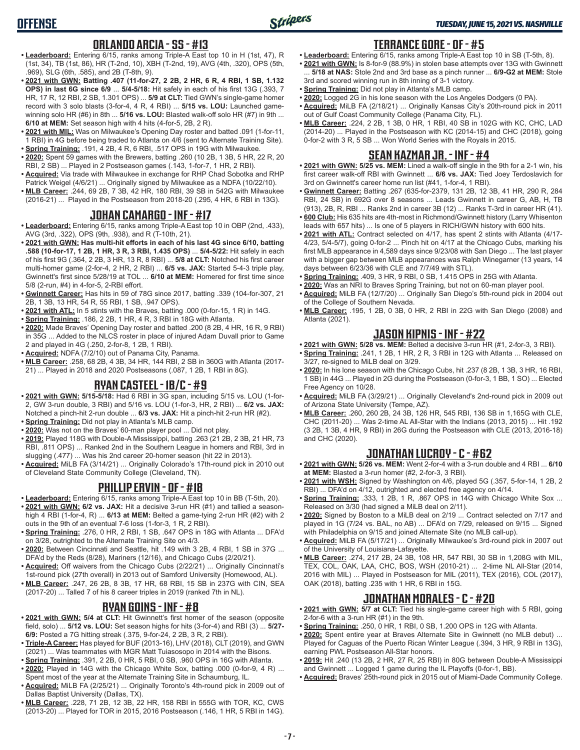## ORLANDO ARCIA - SS - #13

- **Leaderboard:** Entering 6/15, ranks among Triple-A East top 10 in H (1st, 47), R (1st, 34), TB (1st, 86), HR (T-2nd, 10), XBH (T-2nd, 19), AVG (4th, .320), OPS (5th, .969), SLG (6th, .585), and 2B (T-8th, 9).
- **2021 with GWN: Batting .407 (11-for-27, 2 2B, 2 HR, 6 R, 4 RBI, 1 SB, 1.132 OPS) in last 6G since 6/9** ... **5/4-5/18:** Hit safely in each of his first 13G (.393, 7 HR, 17 R, 12 RBI, 2 SB, 1.301 OPS) ... **5/9 at CLT:** Tied GWN's single-game homer record with 3 solo blasts (3-for-4, 4 R, 4 RBI) ... **5/15 vs. LOU:** Launched game-winning solo HR (#6) in 8th ... **5/16 vs. LOU:** Blasted walk-off solo HR (#7) in 9th ... **6/10 at MEM:** Set season high with 4 hits (4-for-5, 2B, 2 R).
- **2021 with MIL:** Was on Milwaukee's Opening Day roster and batted .091 (1-for-11, 1 RBI) in 4G before being traded to Atlanta on 4/6 (sent to Alternate Training Site).
- **Spring Training:** .191, 4 2B, 4 R, 6 RBI, .517 OPS in 19G with Milwaukee.
- **2020:** Spent 59 games with the Brewers, batting .260 (10 2B, 1 3B, 5 HR, 22 R, 20 RBI, 2 SB) ... Played in 2 Postseason games (.143, 1-for-7, 1 HR, 2 RBI).
- **Acquired:** Via trade with Milwaukee in exchange for RHP Chad Sobotka and RHP Patrick Weigel (4/6/21) ... Originally signed by Milwaukee as a NDFA (10/22/10).
- **MLB Career:** .244, 69 2B, 7 3B, 42 HR, 180 RBI, 39 SB in 542G with Milwaukee (2016-21) ... Played in the Postseason from 2018-20 (.295, 4 HR, 6 RBI in 13G).

## JOHAN CAMARGO - INF - #17

- **Leaderboard:** Entering 6/15, ranks among Triple-A East top 10 in OBP (2nd, .433), AVG (3rd, .322), OPS (9th, .938), and R (T-10th, 21).
- **2021 with GWN: Has multi-hit efforts in each of his last 4G since 6/10, batting .588 (10-for-17, 1 2B, 1 HR, 3 R, 3 RBI, 1.435 OPS)** ... **5/4-5/22:** Hit safely in each of his first 9G (.364, 2 2B, 3 HR, 13 R, 8 RBI) ... **5/8 at CLT:** Notched his first career multi-homer game (2-for-4, 2 HR, 2 RBI) ... **6/5 vs. JAX:** Started 5-4-3 triple play, Gwinnett's first since 5/28/19 at TOL ... **6/10 at MEM:** Homered for first time since 5/8 (2-run, #4) in 4-for-5, 2-RBI effort.
- **Gwinnett Career:** Has hits in 59 of 78G since 2017, batting .339 (104-for-307, 21 2B, 1 3B, 13 HR, 54 R, 55 RBI, 1 SB, .947 OPS).
- **2021 with ATL:** In 5 stints with the Braves, batting .000 (0-for-15, 1 R) in 14G.
- **Spring Training:** .186, 2 2B, 1 HR, 4 R, 3 RBI in 18G with Atlanta.
- **2020:** Made Braves' Opening Day roster and batted .200 (8 2B, 4 HR, 16 R, 9 RBI) in 35G ... Added to the NLCS roster in place of injured Adam Duvall prior to Game 2 and played in 4G (.250, 2-for-8, 1 2B, 1 RBI).
- **Acquired:** NDFA (7/2/10) out of Panama City, Panama.
- **MLB Career:** .258, 68 2B, 4 3B, 34 HR, 144 RBI, 2 SB in 360G with Atlanta (2017-21) ... Played in 2018 and 2020 Postseasons (.087, 1 2B, 1 RBI in 8G).

## RYAN CASTEEL - 1B/C - #9

- **2021 with GWN: 5/15-5/18:** Had 6 RBI in 3G span, including 5/15 vs. LOU (1-for-2, GW 3-run double, 3 RBI) and 5/16 vs. LOU (1-for-3, HR, 2 RBI) ... **6/2 vs. JAX:** Notched a pinch-hit 2-run double ... **6/3 vs. JAX:** Hit a pinch-hit 2-run HR (#2).
- **Spring Training:** Did not play in Atlanta's MLB camp.
- **2020:** Was not on the Braves' 60-man player pool ... Did not play.
- **2019:** Played 118G with Double-A Mississippi, batting .263 (21 2B, 2 3B, 21 HR, 73 RBI, .811 OPS) ... Ranked 2nd in the Southern League in homers and RBI, 3rd in slugging (.477) ... Was his 2nd career 20-homer season (hit 22 in 2013).
- **Acquired:** MiLB FA (3/14/21) ... Originally Colorado's 17th-round pick in 2010 out of Cleveland State Community College (Cleveland, TN).

## PHILLIP ERVIN - OF - #18

- **Leaderboard:** Entering 6/15, ranks among Triple-A East top 10 in BB (T-5th, 20).
- **2021 with GWN: 6/2 vs. JAX:** Hit a decisive 3-run HR (#1) and tallied a season-high 4 RBI (1-for-4, R) ... **6/13 at MEM:** Belted a game-tying 2-run HR (#2) with 2 outs in the 9th of an eventual 7-6 loss (1-for-3, 1 R, 2 RBI).
- **Spring Training:** .276, 0 HR, 2 RBI, 1 SB, .647 OPS in 18G with Atlanta ... DFA'd on 3/28, outrighted to the Alternate Training Site on 4/3.
- **2020:** Between Cincinnati and Seattle, hit .149 with 3 2B, 4 RBI, 1 SB in 37G ... DFA'd by the Reds (8/28), Mariners (12/16), and Chicago Cubs (2/20/21).
- **Acquired:** Off waivers from the Chicago Cubs (2/22/21) ... Originally Cincinnati's 1st-round pick (27th overall) in 2013 out of Samford University (Homewood, AL).
- **MLB Career:** .247, 26 2B, 8 3B, 17 HR, 68 RBI, 15 SB in 237G with CIN, SEA (2017-20) ... Talled 7 of his 8 career triples in 2019 (ranked 7th in NL).

## RYAN GOINS - INF - #8

- **2021 with GWN: 5/4 at CLT:** Hit Gwinnett's first homer of the season (opposite field, solo) ... **5/12 vs. LOU:** Set season highs for hits (3-for-4) and RBI (3) ... **5/27-6/9:** Posted a 7G hitting streak (.375, 9-for-24, 2 2B, 3 R, 2 RBI).
- **Triple-A Career:** Has played for BUF (2013-16), LHV (2018), CLT (2019), and GWN (2021) ... Was teammates with MGR Matt Tuiasosopo in 2014 with the Bisons.
- **Spring Training:** .391, 2 2B, 0 HR, 5 RBI, 0 SB, .960 OPS in 16G with Atlanta.
- **2020:** Played in 14G with the Chicago White Sox, batting .000 (0-for-9, 4 R) ... Spent most of the year at the Alternate Training Site in Schaumburg, IL.
- **Acquired:** MiLB FA (2/25/21) ... Originally Toronto's 4th-round pick in 2009 out of Dallas Baptist University (Dallas, TX).
- **MLB Career:** .228, 71 2B, 12 3B, 22 HR, 158 RBI in 555G with TOR, KC, CWS (2013-20) ... Played for TOR in 2015, 2016 Postseason (.146, 1 HR, 5 RBI in 14G).

## TERRANCE GORE - OF - #5

- **Leaderboard:** Entering 6/15, ranks among Triple-A East top 10 in SB (T-5th, 8).
- **2021 with GWN:** Is 8-for-9 (88.9%) in stolen base attempts over 13G with Gwinnett ... **5/18 at NAS:** Stole 2nd and 3rd base as a pinch runner ... **6/9-G2 at MEM:** Stole 3rd and scored winning run in 8th inning of 3-1 victory.
- **Spring Training:** Did not play in Atlanta's MLB camp.
- **2020:** Logged 2G in his lone season with the Los Angeles Dodgers (0 PA).
- **Acquired:** MiLB FA (2/18/21) ... Originally Kansas City's 20th-round pick in 2011 out of Gulf Coast Community College (Panama City, FL).
- **MLB Career:** .224, 2 2B, 1 3B, 0 HR, 1 RBI, 40 SB in 102G with KC, CHC, LAD (2014-20) ... Played in the Postseason with KC (2014-15) and CHC (2018), going 0-for-2 with 3 R, 5 SB ... Won World Series with the Royals in 2015.

## SEAN KAZMAR JR. - INF - #4

- **2021 with GWN: 5/25 vs. MEM:** Lined a walk-off single in the 9th for a 2-1 win, his first career walk-off RBI with Gwinnett ... **6/6 vs. JAX:** Tied Joey Terdoslavich for 3rd on Gwinnett's career home run list (#41, 1-for-4, 1 RBI).
- **Gwinnett Career:** Batting .267 (635-for-2379, 131 2B, 12 3B, 41 HR, 290 R, 284 RBI, 24 SB) in 692G over 8 seasons ... Leads Gwinnett in career G, AB, H, TB (913), 2B, R, RBI ... Ranks 2nd in career 3B (12) ... Ranks T-3rd in career HR (41).
- **600 Club:** His 635 hits are 4th-most in Richmond/Gwinnett history (Larry Whisenton leads with 657 hits) ... Is one of 5 players in RICH/GWN history with 600 hits.
- **2021 with ATL:** Contract selected on 4/17, has spent 2 stints with Atlanta (4/17-4/23, 5/4-5/7), going 0-for-2 ... Pinch hit on 4/17 at the Chicago Cubs, marking his first MLB appearance in 4,589 days since 9/23/08 with San Diego ... The last player with a bigger gap between MLB appearances was Ralph Winegarner (13 years, 14 days between 6/23/36 with CLE and 7/7/49 with STL).
- **Spring Training:** .409, 3 HR, 9 RBI, 0 SB, 1.415 OPS in 25G with Atlanta.
- **2020:** Was an NRI to Braves Spring Training, but not on 60-man player pool.
- **Acquired:** MiLB FA (12/7/20) ... Originally San Diego's 5th-round pick in 2004 out of the College of Southern Nevada.
- **MLB Career:** .195, 1 2B, 0 3B, 0 HR, 2 RBI in 22G with San Diego (2008) and Atlanta (2021).

## JASON KIPNIS - INF - #22

- **2021 with GWN: 5/28 vs. MEM:** Belted a decisive 3-run HR (#1, 2-for-3, 3 RBI).
- **Spring Training:** .241, 1 2B, 1 HR, 2 R, 3 RBI in 12G with Atlanta ... Released on 3/27, re-signed to MiLB deal on 3/29.
- **2020:** In his lone season with the Chicago Cubs, hit .237 (8 2B, 1 3B, 3 HR, 16 RBI, 1 SB) in 44G ... Played in 2G during the Postseason (0-for-3, 1 BB, 1 SO) ... Elected Free Agency on 10/28.
- **Acquired:** MiLB FA (3/29/21) ... Originally Cleveland's 2nd-round pick in 2009 out of Arizona State University (Tempe, AZ).
- **MLB Career:** .260, 260 2B, 24 3B, 126 HR, 545 RBI, 136 SB in 1,165G with CLE, CHC (2011-20) ... Was 2-time AL All-Star with the Indians (2013, 2015) ... Hit .192 (3 2B, 1 3B, 4 HR, 9 RBI) in 26G during the Postseason with CLE (2013, 2016-18) and CHC (2020).

## JONATHAN LUCROY - C - #62

- **2021 with GWN: 5/26 vs. MEM:** Went 2-for-4 with a 3-run double and 4 RBI ... **6/10 at MEM:** Blasted a 3-run homer (#2, 2-for-3, 3 RBI).
- **2021 with WSH:** Signed by Washington on 4/6, played 5G (.357, 5-for-14, 1 2B, 2 RBI) ... DFA'd on 4/12, outrighted and elected free agency on 4/14.
- **Spring Training:** .333, 1 2B, 1 R, .867 OPS in 14G with Chicago White Sox ... Released on 3/30 (had signed a MiLB deal on 2/11).
- **2020:** Signed by Boston to a MiLB deal on 2/19 ... Contract selected on 7/17 and played in 1G (7/24 vs. BAL, no AB) ... DFA'd on 7/29, released on 9/15 ... Signed with Philadelphia on 9/15 and joined Alternate Site (no MLB call-up).
- **Acquired:** MiLB FA (5/17/21) ... Originally Milwaukee's 3rd-round pick in 2007 out of the University of Louisiana-Lafayette.
- **MLB Career:** .274, 217 2B, 24 3B, 108 HR, 547 RBI, 30 SB in 1,208G with MIL, TEX, COL, OAK, LAA, CHC, BOS, WSH (2010-21) ... 2-time NL All-Star (2014, 2016 with MIL) ... Played in Postseason for MIL (2011), TEX (2016), COL (2017), OAK (2018), batting .235 with 1 HR, 6 RBI in 15G.

## JONATHAN MORALES - C - #20

- **2021 with GWN: 5/7 at CLT:** Tied his single-game career high with 5 RBI, going 2-for-6 with a 3-run HR (#1) in the 9th.
- **Spring Training:** .250, 0 HR, 1 RBI, 0 SB, 1.200 OPS in 12G with Atlanta.
- **2020:** Spent entire year at Braves Alternate Site in Gwinnett (no MLB debut) ... Played for Caguas of the Puerto Rican Winter League (.394, 3 HR, 9 RBI in 13G), earning PWL Postseason All-Star honors.
- **2019:** Hit .240 (13 2B, 2 HR, 27 R, 25 RBI) in 80G between Double-A Mississippi and Gwinnett ... Logged 1 game during the IL Playoffs (0-for-1, BB).
- **Acquired:** Braves' 25th-round pick in 2015 out of Miami-Dade Community College.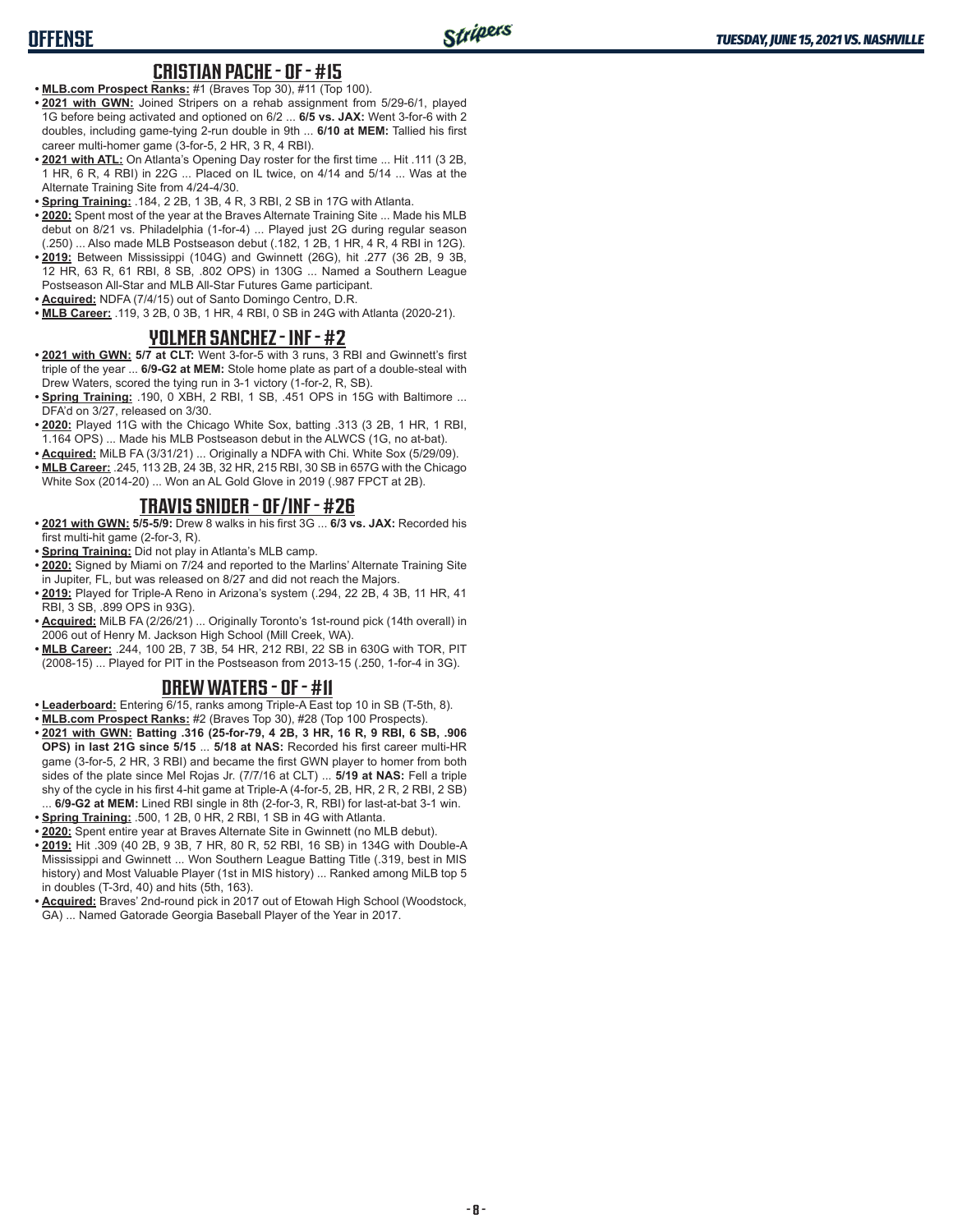## CRISTIAN PACHE - OF - #15

- **MLB.com Prospect Ranks:** #1 (Braves Top 30), #11 (Top 100).
- **2021 with GWN:** Joined Stripers on a rehab assignment from 5/29-6/1, played 1G before being activated and optioned on 6/2 ... **6/5 vs. JAX:** Went 3-for-6 with 2 doubles, including game-tying 2-run double in 9th ... **6/10 at MEM:** Tallied his first career multi-homer game (3-for-5, 2 HR, 3 R, 4 RBI).
- **2021 with ATL:** On Atlanta's Opening Day roster for the first time ... Hit .111 (3 2B, 1 HR, 6 R, 4 RBI) in 22G ... Placed on IL twice, on 4/14 and 5/14 ... Was at the Alternate Training Site from 4/24-4/30.
- **Spring Training:** .184, 2 2B, 1 3B, 4 R, 3 RBI, 2 SB in 17G with Atlanta.
- **2020:** Spent most of the year at the Braves Alternate Training Site ... Made his MLB debut on 8/21 vs. Philadelphia (1-for-4) ... Played just 2G during regular season (.250) ... Also made MLB Postseason debut (.182, 1 2B, 1 HR, 4 R, 4 RBI in 12G).
- **2019:** Between Mississippi (104G) and Gwinnett (26G), hit .277 (36 2B, 9 3B, 12 HR, 63 R, 61 RBI, 8 SB, .802 OPS) in 130G ... Named a Southern League Postseason All-Star and MLB All-Star Futures Game participant.
- **Acquired:** NDFA (7/4/15) out of Santo Domingo Centro, D.R.
- **MLB Career:** .119, 3 2B, 0 3B, 1 HR, 4 RBI, 0 SB in 24G with Atlanta (2020-21).

## YOLMER SANCHEZ - INF - #2

- **2021 with GWN: 5/7 at CLT:** Went 3-for-5 with 3 runs, 3 RBI and Gwinnett's first triple of the year ... **6/9-G2 at MEM:** Stole home plate as part of a double-steal with Drew Waters, scored the tying run in 3-1 victory (1-for-2, R, SB).
- **Spring Training:** .190, 0 XBH, 2 RBI, 1 SB, .451 OPS in 15G with Baltimore ... DFA'd on 3/27, released on 3/30.
- **2020:** Played 11G with the Chicago White Sox, batting .313 (3 2B, 1 HR, 1 RBI, 1.164 OPS) ... Made his MLB Postseason debut in the ALWCS (1G, no at-bat).
- **Acquired:** MiLB FA (3/31/21) ... Originally a NDFA with Chi. White Sox (5/29/09).
- **MLB Career:** .245, 113 2B, 24 3B, 32 HR, 215 RBI, 30 SB in 657G with the Chicago White Sox (2014-20) ... Won an AL Gold Glove in 2019 (.987 FPCT at 2B).

## TRAVIS SNIDER - OF/INF - #26

- **2021 with GWN: 5/5-5/9:** Drew 8 walks in his first 3G ... **6/3 vs. JAX:** Recorded his first multi-hit game (2-for-3, R).
- **Spring Training:** Did not play in Atlanta's MLB camp.
- **2020:** Signed by Miami on 7/24 and reported to the Marlins' Alternate Training Site in Jupiter, FL, but was released on 8/27 and did not reach the Majors.
- **2019:** Played for Triple-A Reno in Arizona's system (.294, 22 2B, 4 3B, 11 HR, 41 RBI, 3 SB, .899 OPS in 93G).
- **Acquired:** MiLB FA (2/26/21) ... Originally Toronto's 1st-round pick (14th overall) in 2006 out of Henry M. Jackson High School (Mill Creek, WA).
- **MLB Career:** .244, 100 2B, 7 3B, 54 HR, 212 RBI, 22 SB in 630G with TOR, PIT (2008-15) ... Played for PIT in the Postseason from 2013-15 (.250, 1-for-4 in 3G).

## DREW WATERS - OF - #11

- **Leaderboard:** Entering 6/15, ranks among Triple-A East top 10 in SB (T-5th, 8).
- **MLB.com Prospect Ranks:** #2 (Braves Top 30), #28 (Top 100 Prospects).
- **2021 with GWN: Batting .316 (25-for-79, 4 2B, 3 HR, 16 R, 9 RBI, 6 SB, .906 OPS) in last 21G since 5/15** ... **5/18 at NAS:** Recorded his first career multi-HR game (3-for-5, 2 HR, 3 RBI) and became the first GWN player to homer from both sides of the plate since Mel Rojas Jr. (7/7/16 at CLT) ... **5/19 at NAS:** Fell a triple shy of the cycle in his first 4-hit game at Triple-A (4-for-5, 2B, HR, 2 R, 2 RBI, 2 SB) ... **6/9-G2 at MEM:** Lined RBI single in 8th (2-for-3, R, RBI) for last-at-bat 3-1 win.
- **Spring Training:** .500, 1 2B, 0 HR, 2 RBI, 1 SB in 4G with Atlanta.
- **2020:** Spent entire year at Braves Alternate Site in Gwinnett (no MLB debut).
- **2019:** Hit .309 (40 2B, 9 3B, 7 HR, 80 R, 52 RBI, 16 SB) in 134G with Double-A Mississippi and Gwinnett ... Won Southern League Batting Title (.319, best in MIS history) and Most Valuable Player (1st in MIS history) ... Ranked among MiLB top 5 in doubles (T-3rd, 40) and hits (5th, 163).
- **Acquired:** Braves' 2nd-round pick in 2017 out of Etowah High School (Woodstock, GA) ... Named Gatorade Georgia Baseball Player of the Year in 2017.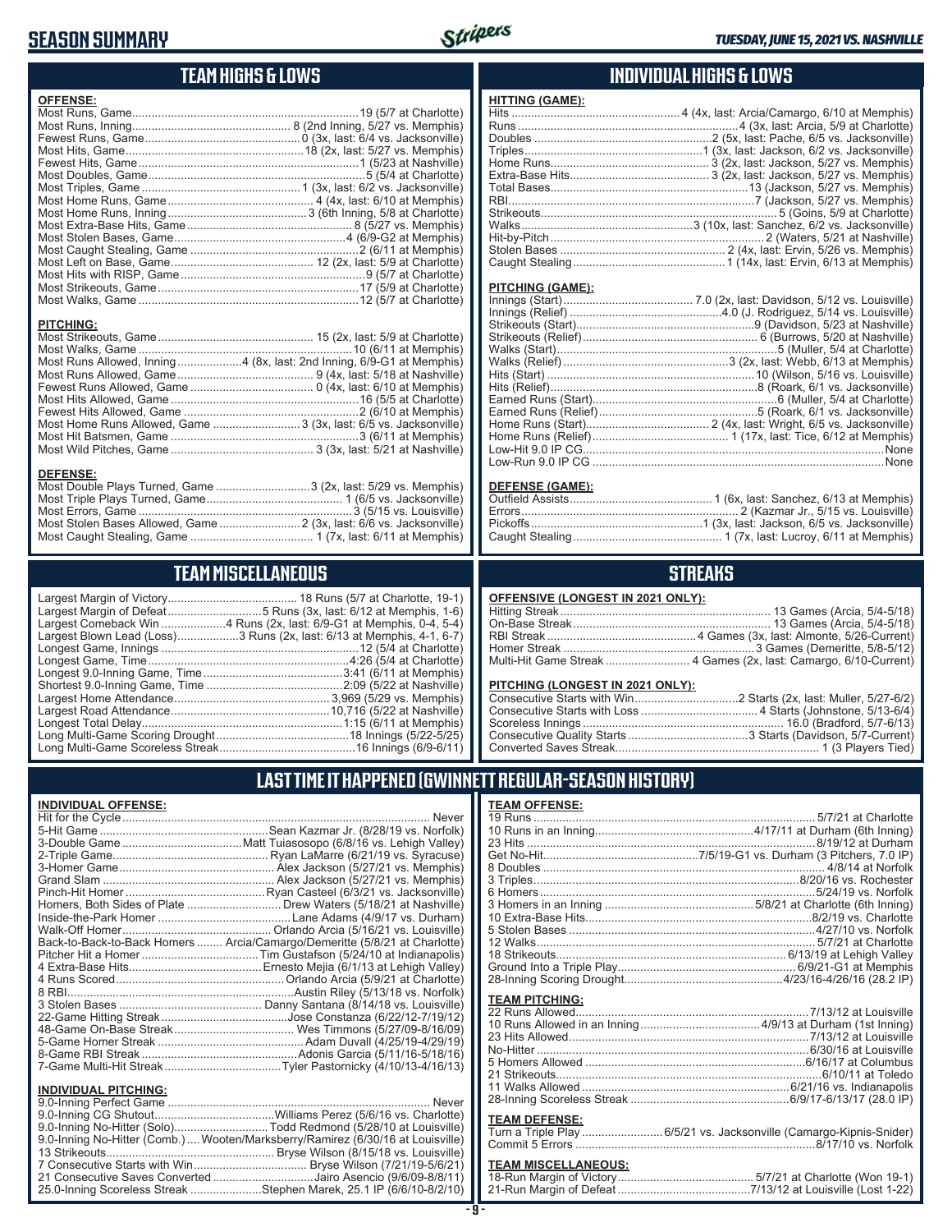# SEASON SUMMARY

*TUESDAY, JUNE 15, 2021 VS. NASHVILLE*

## TEAM HIGHS & LOWS

**OFFENSE:**

| | |
|---|---|
| Most Runs, Game | 19 (5/7 at Charlotte) |
| Most Runs, Inning | 8 (2nd Inning, 5/27 vs. Memphis) |
| Fewest Runs, Game | 0 (3x, last: 6/4 vs. Jacksonville) |
| Most Hits, Game | 18 (2x, last: 5/27 vs. Memphis) |
| Fewest Hits, Game | 1 (5/23 at Nashville) |
| Most Doubles, Game | 5 (5/4 at Charlotte) |
| Most Triples, Game | 1 (3x, last: 6/2 vs. Jacksonville) |
| Most Home Runs, Game | 4 (4x, last: 6/10 at Memphis) |
| Most Home Runs, Inning | 3 (6th Inning, 5/8 at Charlotte) |
| Most Extra-Base Hits, Game | 8 (5/27 vs. Memphis) |
| Most Stolen Bases, Game | 4 (6/9-G2 at Memphis) |
| Most Caught Stealing, Game | 2 (6/11 at Memphis) |
| Most Left on Base, Game | 12 (2x, last: 5/9 at Charlotte) |
| Most Hits with RISP, Game | 9 (5/7 at Charlotte) |
| Most Strikeouts, Game | 17 (5/9 at Charlotte) |
| Most Walks, Game | 12 (5/7 at Charlotte) |

**PITCHING:**

| | |
|---|---|
| Most Strikeouts, Game | 15 (2x, last: 5/9 at Charlotte) |
| Most Walks, Game | 10 (6/11 at Memphis) |
| Most Runs Allowed, Inning | 4 (8x, last: 2nd Inning, 6/9-G1 at Memphis) |
| Most Runs Allowed, Game | 9 (4x, last: 5/18 at Nashville) |
| Fewest Runs Allowed, Game | 0 (4x, last: 6/10 at Memphis) |
| Most Hits Allowed, Game | 16 (5/5 at Charlotte) |
| Fewest Hits Allowed, Game | 2 (6/10 at Memphis) |
| Most Home Runs Allowed, Game | 3 (3x, last: 6/5 vs. Jacksonville) |
| Most Hit Batsmen, Game | 3 (6/11 at Memphis) |
| Most Wild Pitches, Game | 3 (3x, last: 5/21 at Nashville) |

**DEFENSE:**

| | |
|---|---|
| Most Double Plays Turned, Game | 3 (2x, last: 5/29 vs. Memphis) |
| Most Triple Plays Turned, Game | 1 (6/5 vs. Jacksonville) |
| Most Errors, Game | 3 (5/15 vs. Louisville) |
| Most Stolen Bases Allowed, Game | 2 (3x, last: 6/6 vs. Jacksonville) |
| Most Caught Stealing, Game | 1 (7x, last: 6/11 at Memphis) |

## INDIVIDUAL HIGHS & LOWS

**HITTING (GAME):**

| | |
|---|---|
| Hits | 4 (4x, last: Arcia/Camargo, 6/10 at Memphis) |
| Runs | 4 (3x, last: Arcia, 5/9 at Charlotte) |
| Doubles | 2 (5x, last: Pache, 6/5 vs. Jacksonville) |
| Triples | 1 (3x, last: Jackson, 6/2 vs. Jacksonville) |
| Home Runs | 3 (2x, last: Jackson, 5/27 vs. Memphis) |
| Extra-Base Hits | 3 (2x, last: Jackson, 5/27 vs. Memphis) |
| Total Bases | 13 (Jackson, 5/27 vs. Memphis) |
| RBI | 7 (Jackson, 5/27 vs. Memphis) |
| Strikeouts | 5 (Goins, 5/9 at Charlotte) |
| Walks | 3 (10x, last: Sanchez, 6/2 vs. Jacksonville) |
| Hit-by-Pitch | 2 (Waters, 5/21 at Nashville) |
| Stolen Bases | 2 (4x, last: Ervin, 5/26 vs. Memphis) |
| Caught Stealing | 1 (14x, last: Ervin, 6/13 at Memphis) |

**PITCHING (GAME):**

| | |
|---|---|
| Innings (Start) | 7.0 (2x, last: Davidson, 5/12 vs. Louisville) |
| Innings (Relief) | 4.0 (J. Rodriguez, 5/14 vs. Louisville) |
| Strikeouts (Start) | 9 (Davidson, 5/23 at Nashville) |
| Strikeouts (Relief) | 6 (Burrows, 5/20 at Nashville) |
| Walks (Start) | 5 (Muller, 5/4 at Charlotte) |
| Walks (Relief) | 3 (2x, last: Webb, 6/13 at Memphis) |
| Hits (Start) | 10 (Wilson, 5/16 vs. Louisville) |
| Hits (Relief) | 8 (Roark, 6/1 vs. Jacksonville) |
| Earned Runs (Start) | 6 (Muller, 5/4 at Charlotte) |
| Earned Runs (Relief) | 5 (Roark, 6/1 vs. Jacksonville) |
| Home Runs (Start) | 2 (4x, last: Wright, 6/5 vs. Jacksonville) |
| Home Runs (Relief) | 1 (17x, last: Tice, 6/12 at Memphis) |
| Low-Hit 9.0 IP CG | None |
| Low-Run 9.0 IP CG | None |

**DEFENSE (GAME):**

| | |
|---|---|
| Outfield Assists | 1 (6x, last: Sanchez, 6/13 at Memphis) |
| Errors | 2 (Kazmar Jr., 5/15 vs. Louisville) |
| Pickoffs | 1 (3x, last: Jackson, 6/5 vs. Jacksonville) |
| Caught Stealing | 1 (7x, last: Lucroy, 6/11 at Memphis) |

## TEAM MISCELLANEOUS

| | |
|---|---|
| Largest Margin of Victory | 18 Runs (5/7 at Charlotte, 19-1) |
| Largest Margin of Defeat | 5 Runs (3x, last: 6/12 at Memphis, 1-6) |
| Largest Comeback Win | 4 Runs (2x, last: 6/9-G1 at Memphis, 0-4, 5-4) |
| Largest Blown Lead (Loss) | 3 Runs (2x, last: 6/13 at Memphis, 4-1, 6-7) |
| Longest Game, Innings | 12 (5/4 at Charlotte) |
| Longest Game, Time | 4:26 (5/4 at Charlotte) |
| Longest 9.0-Inning Game, Time | 3:41 (6/11 at Memphis) |
| Shortest 9.0-Inning Game, Time | 2:09 (5/22 at Nashville) |
| Largest Home Attendance | 3,969 (5/29 vs. Memphis) |
| Largest Road Attendance | 10,716 (5/22 at Nashville) |
| Longest Total Delay | 1:15 (6/11 at Memphis) |
| Long Multi-Game Scoring Drought | 18 Innings (5/22-5/25) |
| Long Multi-Game Scoreless Streak | 16 Innings (6/9-6/11) |

## STREAKS

**OFFENSIVE (LONGEST IN 2021 ONLY):**

| | |
|---|---|
| Hitting Streak | 13 Games (Arcia, 5/4-5/18) |
| On-Base Streak | 13 Games (Arcia, 5/4-5/18) |
| RBI Streak | 4 Games (3x, last: Almonte, 5/26-Current) |
| Homer Streak | 3 Games (Demeritte, 5/8-5/12) |
| Multi-Hit Game Streak | 4 Games (2x, last: Camargo, 6/10-Current) |

**PITCHING (LONGEST IN 2021 ONLY):**

| | |
|---|---|
| Consecutive Starts with Win | 2 Starts (2x, last: Muller, 5/27-6/2) |
| Consecutive Starts with Loss | 4 Starts (Johnstone, 5/13-6/4) |
| Scoreless Innings | 16.0 (Bradford, 5/7-6/13) |
| Consecutive Quality Starts | 3 Starts (Davidson, 5/7-Current) |
| Converted Saves Streak | 1 (3 Players Tied) |

## LAST TIME IT HAPPENED (GWINNETT REGULAR-SEASON HISTORY)

**INDIVIDUAL OFFENSE:**

| | |
|---|---|
| Hit for the Cycle | Never |
| 5-Hit Game | Sean Kazmar Jr. (8/28/19 vs. Norfolk) |
| 3-Double Game | Matt Tuiasosopo (6/8/16 vs. Lehigh Valley) |
| 2-Triple Game | Ryan LaMarre (6/21/19 vs. Syracuse) |
| 3-Homer Game | Alex Jackson (5/27/21 vs. Memphis) |
| Grand Slam | Alex Jackson (5/27/21 vs. Memphis) |
| Pinch-Hit Homer | Ryan Casteel (6/3/21 vs. Jacksonville) |
| Homers, Both Sides of Plate | Drew Waters (5/18/21 at Nashville) |
| Inside-the-Park Homer | Lane Adams (4/9/17 vs. Durham) |
| Walk-Off Homer | Orlando Arcia (5/16/21 vs. Louisville) |
| Back-to-Back-to-Back Homers | Arcia/Camargo/Demeritte (5/8/21 at Charlotte) |
| Pitcher Hit a Homer | Tim Gustafson (5/24/10 at Indianapolis) |
| 4 Extra-Base Hits | Ernesto Mejia (6/1/13 at Lehigh Valley) |
| 4 Runs Scored | Orlando Arcia (5/9/21 at Charlotte) |
| 8 RBI | Austin Riley (5/13/18 vs. Norfolk) |
| 3 Stolen Bases | Danny Santana (8/14/18 vs. Louisville) |
| 22-Game Hitting Streak | Jose Constanza (6/22/12-7/19/12) |
| 48-Game On-Base Streak | Wes Timmons (5/27/09-8/16/09) |
| 5-Game Homer Streak | Adam Duvall (4/25/19-4/29/19) |
| 8-Game RBI Streak | Adonis Garcia (5/11/16-5/18/16) |
| 7-Game Multi-Hit Streak | Tyler Pastornicky (4/10/13-4/16/13) |

**INDIVIDUAL PITCHING:**

| | |
|---|---|
| 9.0-Inning Perfect Game | Never |
| 9.0-Inning CG Shutout | Williams Perez (5/6/16 vs. Charlotte) |
| 9.0-Inning No-Hitter (Solo) | Todd Redmond (5/28/10 at Louisville) |
| 9.0-Inning No-Hitter (Comb.) | Wooten/Marksberry/Ramirez (6/30/16 at Louisville) |
| 13 Strikeouts | Bryse Wilson (8/15/18 vs. Louisville) |
| 7 Consecutive Starts with Win | Bryse Wilson (7/21/19-5/6/21) |
| 21 Consecutive Saves Converted | Jairo Asencio (9/6/09-8/8/11) |
| 25.0-Inning Scoreless Streak | Stephen Marek, 25.1 IP (6/6/10-8/2/10) |

**TEAM OFFENSE:**

| | |
|---|---|
| 19 Runs | 5/7/21 at Charlotte |
| 10 Runs in an Inning | 4/17/11 at Durham (6th Inning) |
| 23 Hits | 8/19/12 at Durham |
| Get No-Hit | 7/5/19-G1 vs. Durham (3 Pitchers, 7.0 IP) |
| 8 Doubles | 4/8/14 at Norfolk |
| 3 Triples | 8/20/16 vs. Rochester |
| 6 Homers | 5/24/19 vs. Norfolk |
| 3 Homers in an Inning | 5/8/21 at Charlotte (6th Inning) |
| 10 Extra-Base Hits | 8/2/19 vs. Charlotte |
| 5 Stolen Bases | 4/27/10 vs. Norfolk |
| 12 Walks | 5/7/21 at Charlotte |
| 18 Strikeouts | 6/13/19 at Lehigh Valley |
| Ground Into a Triple Play | 6/9/21-G1 at Memphis |
| 28-Inning Scoring Drought | 4/23/16-4/26/16 (28.2 IP) |

**TEAM PITCHING:**

| | |
|---|---|
| 22 Runs Allowed | 7/13/12 at Louisville |
| 10 Runs Allowed in an Inning | 4/9/13 at Durham (1st Inning) |
| 23 Hits Allowed | 7/13/12 at Louisville |
| No-Hitter | 6/30/16 at Louisville |
| 5 Homers Allowed | 6/16/17 at Columbus |
| 21 Strikeouts | 6/10/11 at Toledo |
| 11 Walks Allowed | 6/21/16 vs. Indianapolis |
| 28-Inning Scoreless Streak | 6/9/17-6/13/17 (28.0 IP) |

**TEAM DEFENSE:**

| | |
|---|---|
| Turn a Triple Play | 6/5/21 vs. Jacksonville (Camargo-Kipnis-Snider) |
| Commit 5 Errors | 8/17/10 vs. Norfolk |

**TEAM MISCELLANEOUS:**

| | |
|---|---|
| 18-Run Margin of Victory | 5/7/21 at Charlotte (Won 19-1) |
| 21-Run Margin of Defeat | 7/13/12 at Louisville (Lost 1-22) |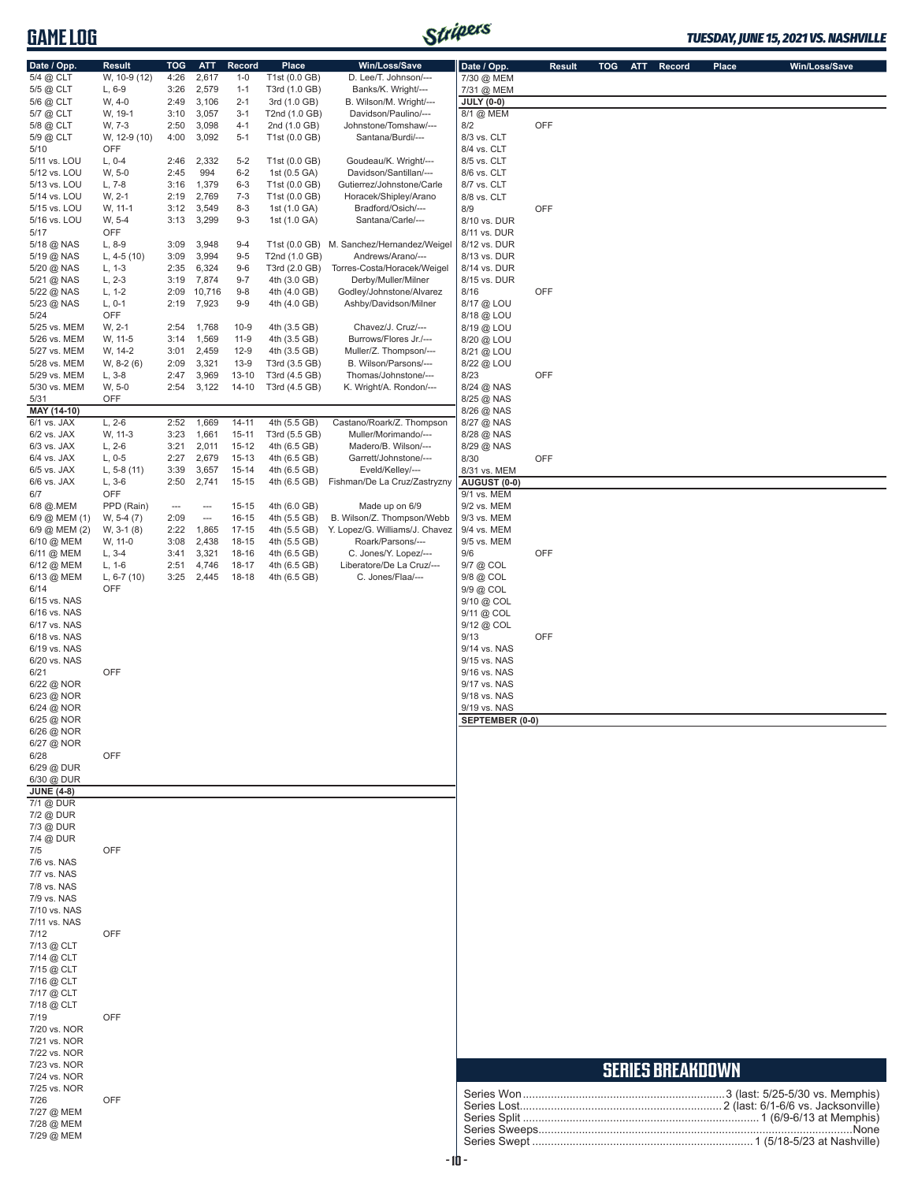# GAME LOG

| Date / Opp. | Result | TOG | ATT | Record | Place | Win/Loss/Save |
|---|---|---|---|---|---|---|
| 5/4 @ CLT | W, 10-9 (12) | 4:26 | 2,617 | 1-0 | T1st (0.0 GB) | D. Lee/T. Johnson/--- |
| 5/5 @ CLT | L, 6-9 | 3:26 | 2,579 | 1-1 | T3rd (1.0 GB) | Banks/K. Wright/--- |
| 5/6 @ CLT | W, 4-0 | 2:49 | 3,106 | 2-1 | 3rd (1.0 GB) | B. Wilson/M. Wright/--- |
| 5/7 @ CLT | W, 19-1 | 3:10 | 3,057 | 3-1 | T2nd (1.0 GB) | Davidson/Paulino/--- |
| 5/8 @ CLT | W, 7-3 | 2:50 | 3,098 | 4-1 | 2nd (1.0 GB) | Johnstone/Tomshaw/--- |
| 5/9 @ CLT | W, 12-9 (10) | 4:00 | 3,092 | 5-1 | T1st (0.0 GB) | Santana/Burdi/--- |
| 5/10 | OFF | | | | | |
| 5/11 vs. LOU | L, 0-4 | 2:46 | 2,332 | 5-2 | T1st (0.0 GB) | Goudeau/K. Wright/--- |
| 5/12 vs. LOU | W, 5-0 | 2:45 | 994 | 6-2 | 1st (0.5 GA) | Davidson/Santillan/--- |
| 5/13 vs. LOU | L, 7-8 | 3:16 | 1,379 | 6-3 | T1st (0.0 GB) | Gutierrez/Johnstone/Carle |
| 5/14 vs. LOU | W, 2-1 | 2:19 | 2,769 | 7-3 | T1st (0.0 GB) | Horacek/Shipley/Arano |
| 5/15 vs. LOU | W, 11-1 | 3:12 | 3,549 | 8-3 | 1st (1.0 GA) | Bradford/Osich/--- |
| 5/16 vs. LOU | W, 5-4 | 3:13 | 3,299 | 9-3 | 1st (1.0 GA) | Santana/Carle/--- |
| 5/17 | OFF | | | | | |
| 5/18 @ NAS | L, 8-9 | 3:09 | 3,948 | 9-4 | T1st (0.0 GB) | M. Sanchez/Hernandez/Weigel |
| 5/19 @ NAS | L, 4-5 (10) | 3:09 | 3,994 | 9-5 | T2nd (1.0 GB) | Andrews/Arano/--- |
| 5/20 @ NAS | L, 1-3 | 2:35 | 6,324 | 9-6 | T3rd (2.0 GB) | Torres-Costa/Horacek/Weigel |
| 5/21 @ NAS | L, 2-3 | 3:19 | 7,874 | 9-7 | 4th (3.0 GB) | Derby/Muller/Milner |
| 5/22 @ NAS | L, 1-2 | 2:09 | 10,716 | 9-8 | 4th (4.0 GB) | Godley/Johnstone/Alvarez |
| 5/23 @ NAS | L, 0-1 | 2:19 | 7,923 | 9-9 | 4th (4.0 GB) | Ashby/Davidson/Milner |
| 5/24 | OFF | | | | | |
| 5/25 vs. MEM | W, 2-1 | 2:54 | 1,768 | 10-9 | 4th (3.5 GB) | Chavez/J. Cruz/--- |
| 5/26 vs. MEM | W, 11-5 | 3:14 | 1,569 | 11-9 | 4th (3.5 GB) | Burrows/Flores Jr./--- |
| 5/27 vs. MEM | W, 14-2 | 3:01 | 2,459 | 12-9 | 4th (3.5 GB) | Muller/Z. Thompson/--- |
| 5/28 vs. MEM | W, 8-2 (6) | 2:09 | 3,321 | 13-9 | T3rd (3.5 GB) | B. Wilson/Parsons/--- |
| 5/29 vs. MEM | L, 3-8 | 2:47 | 3,969 | 13-10 | T3rd (4.5 GB) | Thomas/Johnstone/--- |
| 5/30 vs. MEM | W, 5-0 | 2:54 | 3,122 | 14-10 | T3rd (4.5 GB) | K. Wright/A. Rondon/--- |
| 5/31 | OFF | | | | | |
| **MAY (14-10)** | | | | | | |
| 6/1 vs. JAX | L, 2-6 | 2:52 | 1,669 | 14-11 | 4th (5.5 GB) | Castano/Roark/Z. Thompson |
| 6/2 vs. JAX | W, 11-3 | 3:23 | 1,661 | 15-11 | T3rd (5.5 GB) | Muller/Morimando/--- |
| 6/3 vs. JAX | L, 2-6 | 3:21 | 2,011 | 15-12 | 4th (6.5 GB) | Madero/B. Wilson/--- |
| 6/4 vs. JAX | L, 0-5 | 2:27 | 2,679 | 15-13 | 4th (6.5 GB) | Garrett/Johnstone/--- |
| 6/5 vs. JAX | L, 5-8 (11) | 3:39 | 3,657 | 15-14 | 4th (6.5 GB) | Eveld/Kelley/--- |
| 6/6 vs. JAX | L, 3-6 | 2:50 | 2,741 | 15-15 | 4th (6.5 GB) | Fishman/De La Cruz/Zastryzny |
| 6/7 | OFF | | | | | |
| 6/8 @ MEM | PPD (Rain) | --- | --- | 15-15 | 4th (6.0 GB) | Made up on 6/9 |
| 6/9 @ MEM (1) | W, 5-4 (7) | 2:09 | --- | 16-15 | 4th (5.5 GB) | B. Wilson/Z. Thompson/Webb |
| 6/9 @ MEM (2) | W, 3-1 (8) | 2:22 | 1,865 | 17-15 | 4th (5.5 GB) | Y. Lopez/G. Williams/J. Chavez |
| 6/10 @ MEM | W, 11-0 | 3:08 | 2,438 | 18-15 | 4th (5.5 GB) | Roark/Parsons/--- |
| 6/11 @ MEM | L, 3-4 | 3:41 | 3,321 | 18-16 | 4th (6.5 GB) | C. Jones/Y. Lopez/--- |
| 6/12 @ MEM | L, 1-6 | 2:51 | 4,746 | 18-17 | 4th (6.5 GB) | Liberatore/De La Cruz/--- |
| 6/13 @ MEM | L, 6-7 (10) | 3:25 | 2,445 | 18-18 | 4th (6.5 GB) | C. Jones/Flaa/--- |
| 6/14 | OFF | | | | | |
| 6/15 vs. NAS | | | | | | |
| 6/16 vs. NAS | | | | | | |
| 6/17 vs. NAS | | | | | | |
| 6/18 vs. NAS | | | | | | |
| 6/19 vs. NAS | | | | | | |
| 6/20 vs. NAS | | | | | | |
| 6/21 | OFF | | | | | |
| 6/22 @ NOR | | | | | | |
| 6/23 @ NOR | | | | | | |
| 6/24 @ NOR | | | | | | |
| 6/25 @ NOR | | | | | | |
| 6/26 @ NOR | | | | | | |
| 6/27 @ NOR | | | | | | |
| 6/28 | OFF | | | | | |
| 6/29 @ DUR | | | | | | |
| 6/30 @ DUR | | | | | | |
| **JUNE (4-8)** | | | | | | |
| 7/1 @ DUR | | | | | | |
| 7/2 @ DUR | | | | | | |
| 7/3 @ DUR | | | | | | |
| 7/4 @ DUR | | | | | | |
| 7/5 | OFF | | | | | |
| 7/6 vs. NAS | | | | | | |
| 7/7 vs. NAS | | | | | | |
| 7/8 vs. NAS | | | | | | |
| 7/9 vs. NAS | | | | | | |
| 7/10 vs. NAS | | | | | | |
| 7/11 vs. NAS | | | | | | |
| 7/12 | OFF | | | | | |
| 7/13 @ CLT | | | | | | |
| 7/14 @ CLT | | | | | | |
| 7/15 @ CLT | | | | | | |
| 7/16 @ CLT | | | | | | |
| 7/17 @ CLT | | | | | | |
| 7/18 @ CLT | | | | | | |
| 7/19 | OFF | | | | | |
| 7/20 vs. NOR | | | | | | |
| 7/21 vs. NOR | | | | | | |
| 7/22 vs. NOR | | | | | | |
| 7/23 vs. NOR | | | | | | |
| 7/24 vs. NOR | | | | | | |
| 7/25 vs. NOR | | | | | | |
| 7/26 | OFF | | | | | |
| 7/27 @ MEM | | | | | | |
| 7/28 @ MEM | | | | | | |
| 7/29 @ MEM | | | | | | |
| 7/30 @ MEM | | | | | | |
| 7/31 @ MEM | | | | | | |
| **JULY (0-0)** | | | | | | |
| 8/1 @ MEM | | | | | | |
| 8/2 | OFF | | | | | |
| 8/3 vs. CLT | | | | | | |
| 8/4 vs. CLT | | | | | | |
| 8/5 vs. CLT | | | | | | |
| 8/6 vs. CLT | | | | | | |
| 8/7 vs. CLT | | | | | | |
| 8/8 vs. CLT | | | | | | |
| 8/9 | OFF | | | | | |
| 8/10 vs. DUR | | | | | | |
| 8/11 vs. DUR | | | | | | |
| 8/12 vs. DUR | | | | | | |
| 8/13 vs. DUR | | | | | | |
| 8/14 vs. DUR | | | | | | |
| 8/15 vs. DUR | | | | | | |
| 8/16 | OFF | | | | | |
| 8/17 @ LOU | | | | | | |
| 8/18 @ LOU | | | | | | |
| 8/19 @ LOU | | | | | | |
| 8/20 @ LOU | | | | | | |
| 8/21 @ LOU | | | | | | |
| 8/22 @ LOU | | | | | | |
| 8/23 | OFF | | | | | |
| 8/24 @ NAS | | | | | | |
| 8/25 @ NAS | | | | | | |
| 8/26 @ NAS | | | | | | |
| 8/27 @ NAS | | | | | | |
| 8/28 @ NAS | | | | | | |
| 8/29 @ NAS | | | | | | |
| 8/30 | OFF | | | | | |
| 8/31 vs. MEM | | | | | | |
| **AUGUST (0-0)** | | | | | | |
| 9/1 vs. MEM | | | | | | |
| 9/2 vs. MEM | | | | | | |
| 9/3 vs. MEM | | | | | | |
| 9/4 vs. MEM | | | | | | |
| 9/5 vs. MEM | | | | | | |
| 9/6 | OFF | | | | | |
| 9/7 @ COL | | | | | | |
| 9/8 @ COL | | | | | | |
| 9/9 @ COL | | | | | | |
| 9/10 @ COL | | | | | | |
| 9/11 @ COL | | | | | | |
| 9/12 @ COL | | | | | | |
| 9/13 | OFF | | | | | |
| 9/14 vs. NAS | | | | | | |
| 9/15 vs. NAS | | | | | | |
| 9/16 vs. NAS | | | | | | |
| 9/17 vs. NAS | | | | | | |
| 9/18 vs. NAS | | | | | | |
| 9/19 vs. NAS | | | | | | |
| **SEPTEMBER (0-0)** | | | | | | |

## SERIES BREAKDOWN

Series Won ........ 3 (last: 5/25-5/30 vs. Memphis)
Series Lost ........ 2 (last: 6/1-6/6 vs. Jacksonville)
Series Split ........ 1 (6/9-6/13 at Memphis)
Series Sweeps ........ None
Series Swept ........ 1 (5/18-5/23 at Nashville)